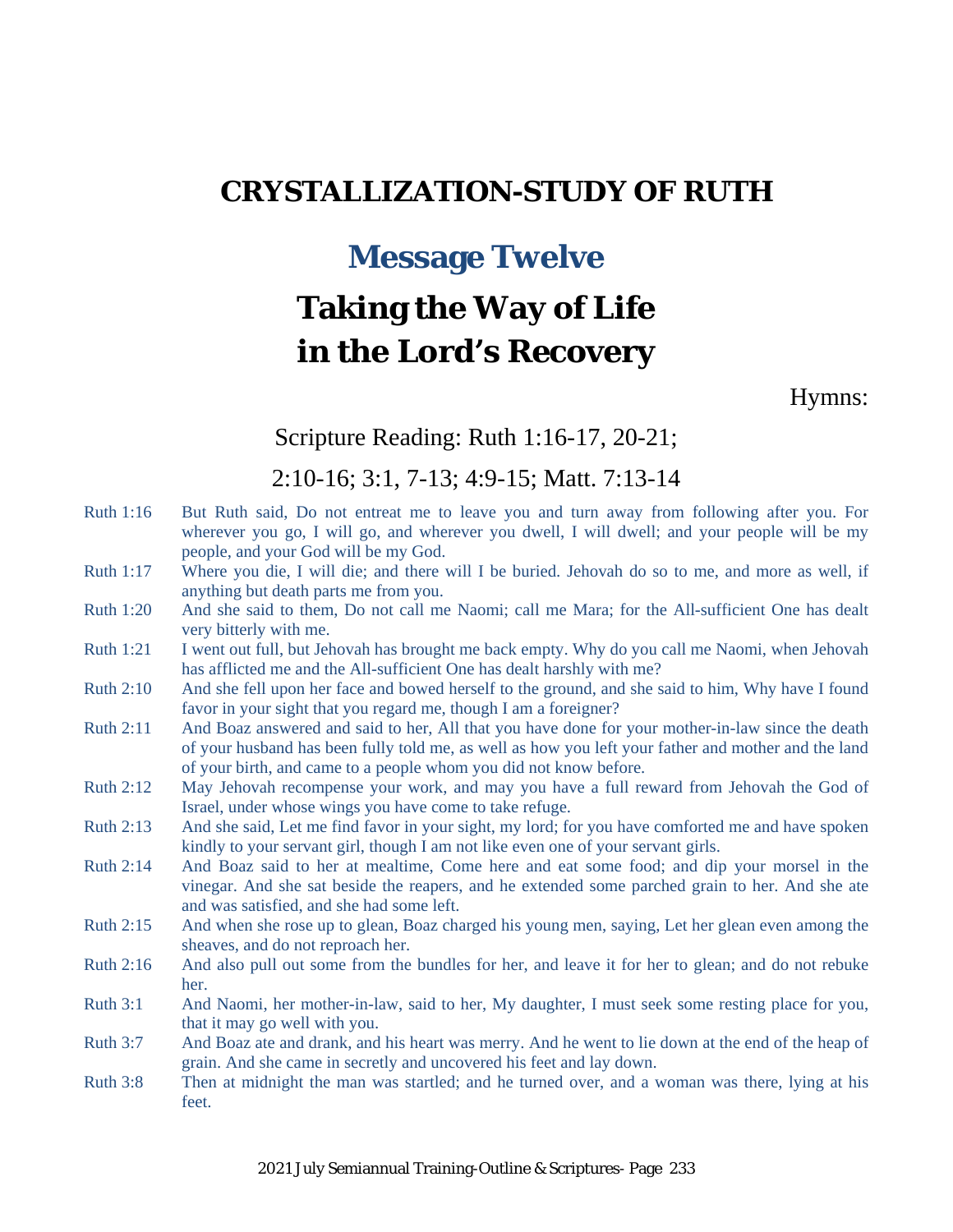# CRYSTALLIZATION-STUDY OF RUTH

## Message Twelve

# Taking the Way of Life in the Lord's Recovery

Hymns:

Scripture Reading: Ruth 1:16-17, 20-21; 2:10-16; 3:1, 7-13; 4:9-15; Matt. 7:13-14

Ruth 1:16 But Ruth said, Do not entreat me to leave you and turn away from following after you. For wherever you go, I will go, and wherever you dwell, I will dwell; and your people will be my people, and your God will be my God.

Ruth 1:17 Where you die, I will die; and there will I be buried. Jehovah do so to me, and more as well, if anything but death parts me from you.

Ruth 1:20 And she said to them, Do not call me Naomi; call me Mara; for the All-sufficient One has dealt very bitterly with me.

Ruth 1:21 I went out full, but Jehovah has brought me back empty. Why do you call me Naomi, when Jehovah has afflicted me and the All-sufficient One has dealt harshly with me?

Ruth 2:10 And she fell upon her face and bowed herself to the ground, and she said to him, Why have I found favor in your sight that you regard me, though I am a foreigner?

Ruth 2:11 And Boaz answered and said to her, All that you have done for your mother-in-law since the death of your husband has been fully told me, as well as how you left your father and mother and the land of your birth, and came to a people whom you did not know before.

Ruth 2:12 May Jehovah recompense your work, and may you have a full reward from Jehovah the God of Israel, under whose wings you have come to take refuge.

Ruth 2:13 And she said, Let me find favor in your sight, my lord; for you have comforted me and have spoken kindly to your servant girl, though I am not like even one of your servant girls.

Ruth 2:14 And Boaz said to her at mealtime, Come here and eat some food; and dip your morsel in the vinegar. And she sat beside the reapers, and he extended some parched grain to her. And she ate and was satisfied, and she had some left.

Ruth 2:15 And when she rose up to glean, Boaz charged his young men, saying, Let her glean even among the sheaves, and do not reproach her.

Ruth 2:16 And also pull out some from the bundles for her, and leave it for her to glean; and do not rebuke her.

Ruth 3:1 And Naomi, her mother-in-law, said to her, My daughter, I must seek some resting place for you, that it may go well with you.

Ruth 3:7 And Boaz ate and drank, and his heart was merry. And he went to lie down at the end of the heap of grain. And she came in secretly and uncovered his feet and lay down.

Ruth 3:8 Then at midnight the man was startled; and he turned over, and a woman was there, lying at his feet.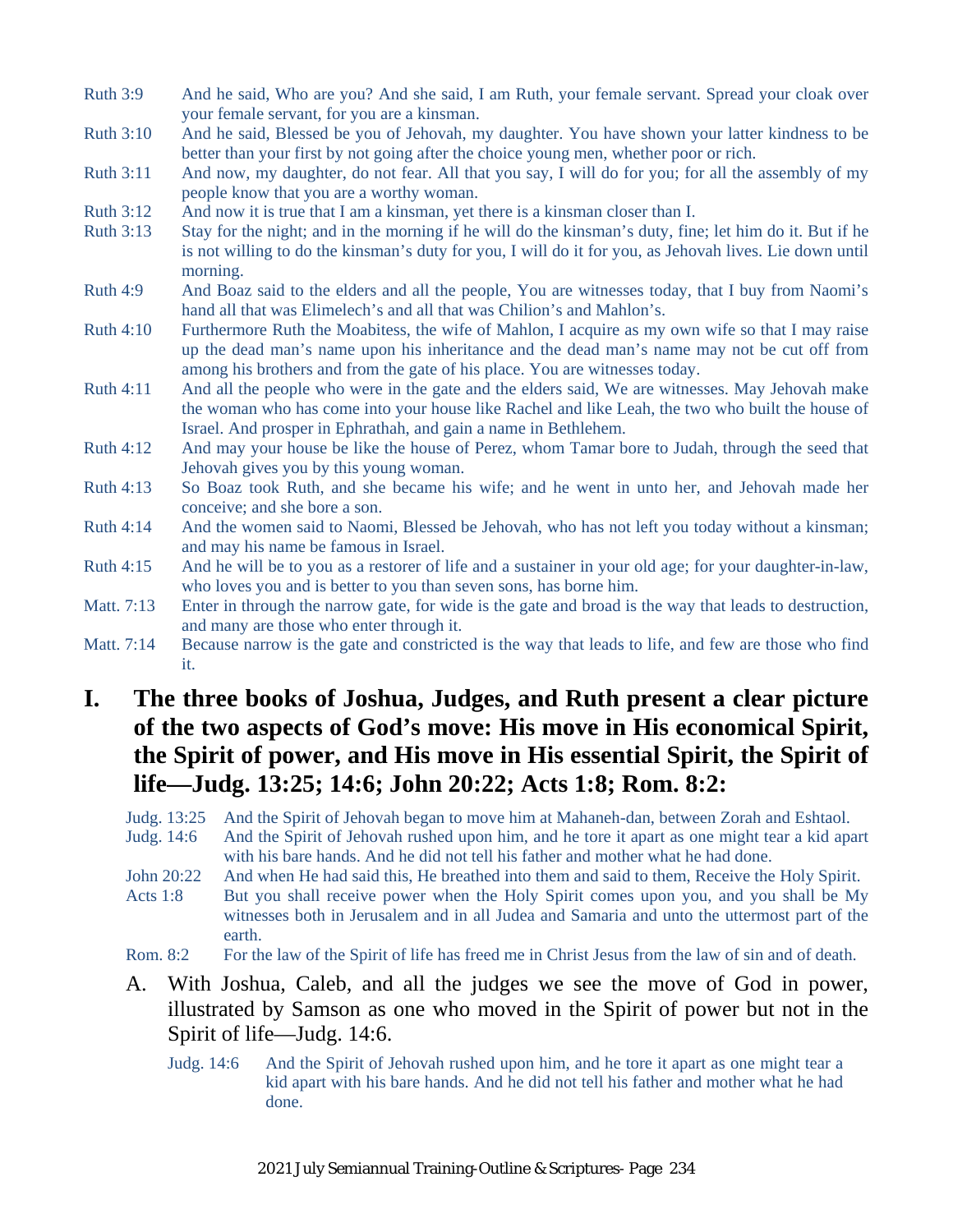Ruth 3:9 And he said, Who are you? And she said, I am Ruth, your female servant. Spread your cloak over your female servant, for you are a kinsman.

Ruth 3:10 And he said, Blessed be you of Jehovah, my daughter. You have shown your latter kindness to be better than your first by not going after the choice young men, whether poor or rich.

Ruth 3:11 And now, my daughter, do not fear. All that you say, I will do for you; for all the assembly of my people know that you are a worthy woman.

Ruth 3:12 And now it is true that I am a kinsman, yet there is a kinsman closer than I.

Ruth 3:13 Stay for the night; and in the morning if he will do the kinsman's duty, fine; let him do it. But if he is not willing to do the kinsman's duty for you, I will do it for you, as Jehovah lives. Lie down until morning.

Ruth 4:9 And Boaz said to the elders and all the people, You are witnesses today, that I buy from Naomi's hand all that was Elimelech's and all that was Chilion's and Mahlon's.

Ruth 4:10 Furthermore Ruth the Moabitess, the wife of Mahlon, I acquire as my own wife so that I may raise up the dead man's name upon his inheritance and the dead man's name may not be cut off from among his brothers and from the gate of his place. You are witnesses today.

Ruth 4:11 And all the people who were in the gate and the elders said, We are witnesses. May Jehovah make the woman who has come into your house like Rachel and like Leah, the two who built the house of Israel. And prosper in Ephrathah, and gain a name in Bethlehem.

Ruth 4:12 And may your house be like the house of Perez, whom Tamar bore to Judah, through the seed that Jehovah gives you by this young woman.

Ruth 4:13 So Boaz took Ruth, and she became his wife; and he went in unto her, and Jehovah made her conceive; and she bore a son.

Ruth 4:14 And the women said to Naomi, Blessed be Jehovah, who has not left you today without a kinsman; and may his name be famous in Israel.

Ruth 4:15 And he will be to you as a restorer of life and a sustainer in your old age; for your daughter-in-law, who loves you and is better to you than seven sons, has borne him.

Matt. 7:13 Enter in through the narrow gate, for wide is the gate and broad is the way that leads to destruction, and many are those who enter through it.

Matt. 7:14 Because narrow is the gate and constricted is the way that leads to life, and few are those who find it.

## I. The three books of Joshua, Judges, and Ruth present a clear picture of the two aspects of God's move: His move in His economical Spirit, the Spirit of power, and His move in His essential Spirit, the Spirit of life—Judg. 13:25; 14:6; John 20:22; Acts 1:8; Rom. 8:2:

Judg. 13:25 And the Spirit of Jehovah began to move him at Mahaneh-dan, between Zorah and Eshtaol.

Judg. 14:6 And the Spirit of Jehovah rushed upon him, and he tore it apart as one might tear a kid apart with his bare hands. And he did not tell his father and mother what he had done.

John 20:22 And when He had said this, He breathed into them and said to them, Receive the Holy Spirit.

Acts 1:8 But you shall receive power when the Holy Spirit comes upon you, and you shall be My witnesses both in Jerusalem and in all Judea and Samaria and unto the uttermost part of the earth.

Rom. 8:2 For the law of the Spirit of life has freed me in Christ Jesus from the law of sin and of death.

A. With Joshua, Caleb, and all the judges we see the move of God in power, illustrated by Samson as one who moved in the Spirit of power but not in the Spirit of life—Judg. 14:6.

Judg. 14:6 And the Spirit of Jehovah rushed upon him, and he tore it apart as one might tear a kid apart with his bare hands. And he did not tell his father and mother what he had done.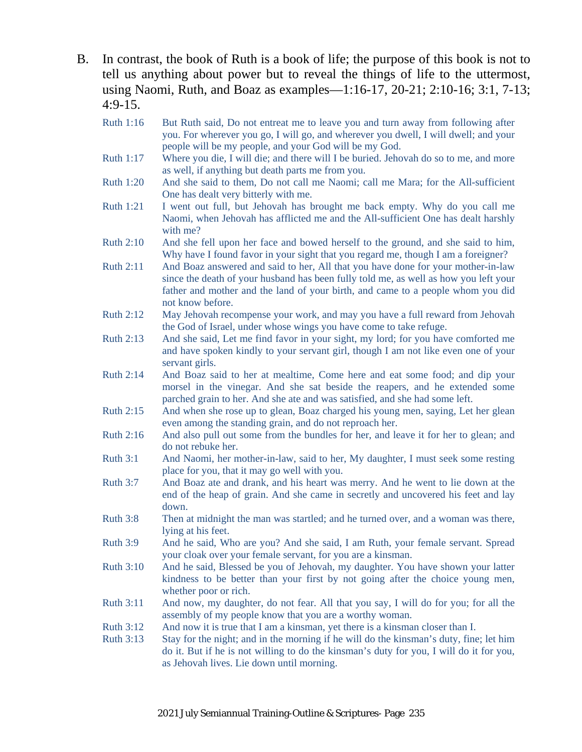B. In contrast, the book of Ruth is a book of life; the purpose of this book is not to tell us anything about power but to reveal the things of life to the uttermost, using Naomi, Ruth, and Boaz as examples—1:16-17, 20-21; 2:10-16; 3:1, 7-13; 4:9-15.

Ruth 1:16 But Ruth said, Do not entreat me to leave you and turn away from following after you. For wherever you go, I will go, and wherever you dwell, I will dwell; and your people will be my people, and your God will be my God.

Ruth 1:17 Where you die, I will die; and there will I be buried. Jehovah do so to me, and more as well, if anything but death parts me from you.

Ruth 1:20 And she said to them, Do not call me Naomi; call me Mara; for the All-sufficient One has dealt very bitterly with me.

Ruth 1:21 I went out full, but Jehovah has brought me back empty. Why do you call me Naomi, when Jehovah has afflicted me and the All-sufficient One has dealt harshly with me?

Ruth 2:10 And she fell upon her face and bowed herself to the ground, and she said to him, Why have I found favor in your sight that you regard me, though I am a foreigner?

Ruth 2:11 And Boaz answered and said to her, All that you have done for your mother-in-law since the death of your husband has been fully told me, as well as how you left your father and mother and the land of your birth, and came to a people whom you did not know before.

Ruth 2:12 May Jehovah recompense your work, and may you have a full reward from Jehovah the God of Israel, under whose wings you have come to take refuge.

Ruth 2:13 And she said, Let me find favor in your sight, my lord; for you have comforted me and have spoken kindly to your servant girl, though I am not like even one of your servant girls.

Ruth 2:14 And Boaz said to her at mealtime, Come here and eat some food; and dip your morsel in the vinegar. And she sat beside the reapers, and he extended some parched grain to her. And she ate and was satisfied, and she had some left.

Ruth 2:15 And when she rose up to glean, Boaz charged his young men, saying, Let her glean even among the standing grain, and do not reproach her.

Ruth 2:16 And also pull out some from the bundles for her, and leave it for her to glean; and do not rebuke her.

Ruth 3:1 And Naomi, her mother-in-law, said to her, My daughter, I must seek some resting place for you, that it may go well with you.

Ruth 3:7 And Boaz ate and drank, and his heart was merry. And he went to lie down at the end of the heap of grain. And she came in secretly and uncovered his feet and lay down.

Ruth 3:8 Then at midnight the man was startled; and he turned over, and a woman was there, lying at his feet.

Ruth 3:9 And he said, Who are you? And she said, I am Ruth, your female servant. Spread your cloak over your female servant, for you are a kinsman.

Ruth 3:10 And he said, Blessed be you of Jehovah, my daughter. You have shown your latter kindness to be better than your first by not going after the choice young men, whether poor or rich.

Ruth 3:11 And now, my daughter, do not fear. All that you say, I will do for you; for all the assembly of my people know that you are a worthy woman.

Ruth 3:12 And now it is true that I am a kinsman, yet there is a kinsman closer than I.

Ruth 3:13 Stay for the night; and in the morning if he will do the kinsman's duty, fine; let him do it. But if he is not willing to do the kinsman's duty for you, I will do it for you, as Jehovah lives. Lie down until morning.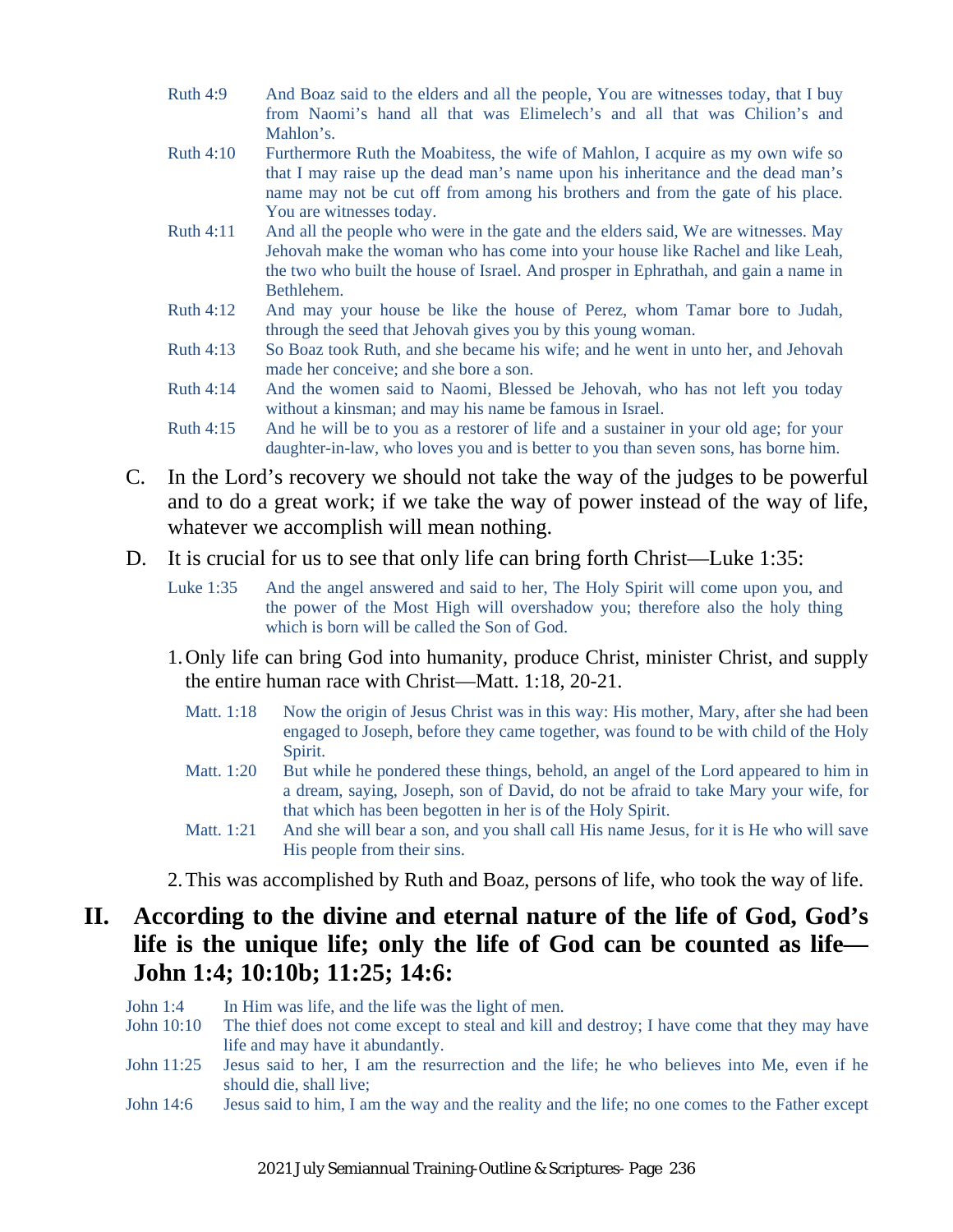Ruth 4:9 And Boaz said to the elders and all the people, You are witnesses today, that I buy from Naomi's hand all that was Elimelech's and all that was Chilion's and Mahlon's.

Ruth 4:10 Furthermore Ruth the Moabitess, the wife of Mahlon, I acquire as my own wife so that I may raise up the dead man's name upon his inheritance and the dead man's name may not be cut off from among his brothers and from the gate of his place. You are witnesses today.

Ruth 4:11 And all the people who were in the gate and the elders said, We are witnesses. May Jehovah make the woman who has come into your house like Rachel and like Leah, the two who built the house of Israel. And prosper in Ephrathah, and gain a name in Bethlehem.

Ruth 4:12 And may your house be like the house of Perez, whom Tamar bore to Judah, through the seed that Jehovah gives you by this young woman.

Ruth 4:13 So Boaz took Ruth, and she became his wife; and he went in unto her, and Jehovah made her conceive; and she bore a son.

Ruth 4:14 And the women said to Naomi, Blessed be Jehovah, who has not left you today without a kinsman; and may his name be famous in Israel.

Ruth 4:15 And he will be to you as a restorer of life and a sustainer in your old age; for your daughter-in-law, who loves you and is better to you than seven sons, has borne him.

C. In the Lord's recovery we should not take the way of the judges to be powerful and to do a great work; if we take the way of power instead of the way of life, whatever we accomplish will mean nothing.

D. It is crucial for us to see that only life can bring forth Christ—Luke 1:35:

Luke 1:35 And the angel answered and said to her, The Holy Spirit will come upon you, and the power of the Most High will overshadow you; therefore also the holy thing which is born will be called the Son of God.

1. Only life can bring God into humanity, produce Christ, minister Christ, and supply the entire human race with Christ—Matt. 1:18, 20-21.

Matt. 1:18 Now the origin of Jesus Christ was in this way: His mother, Mary, after she had been engaged to Joseph, before they came together, was found to be with child of the Holy Spirit.

Matt. 1:20 But while he pondered these things, behold, an angel of the Lord appeared to him in a dream, saying, Joseph, son of David, do not be afraid to take Mary your wife, for that which has been begotten in her is of the Holy Spirit.

Matt. 1:21 And she will bear a son, and you shall call His name Jesus, for it is He who will save His people from their sins.

2. This was accomplished by Ruth and Boaz, persons of life, who took the way of life.

## II. According to the divine and eternal nature of the life of God, God's life is the unique life; only the life of God can be counted as life—John 1:4; 10:10b; 11:25; 14:6:

John 1:4 In Him was life, and the life was the light of men.

John 10:10 The thief does not come except to steal and kill and destroy; I have come that they may have life and may have it abundantly.

John 11:25 Jesus said to her, I am the resurrection and the life; he who believes into Me, even if he should die, shall live;

John 14:6 Jesus said to him, I am the way and the reality and the life; no one comes to the Father except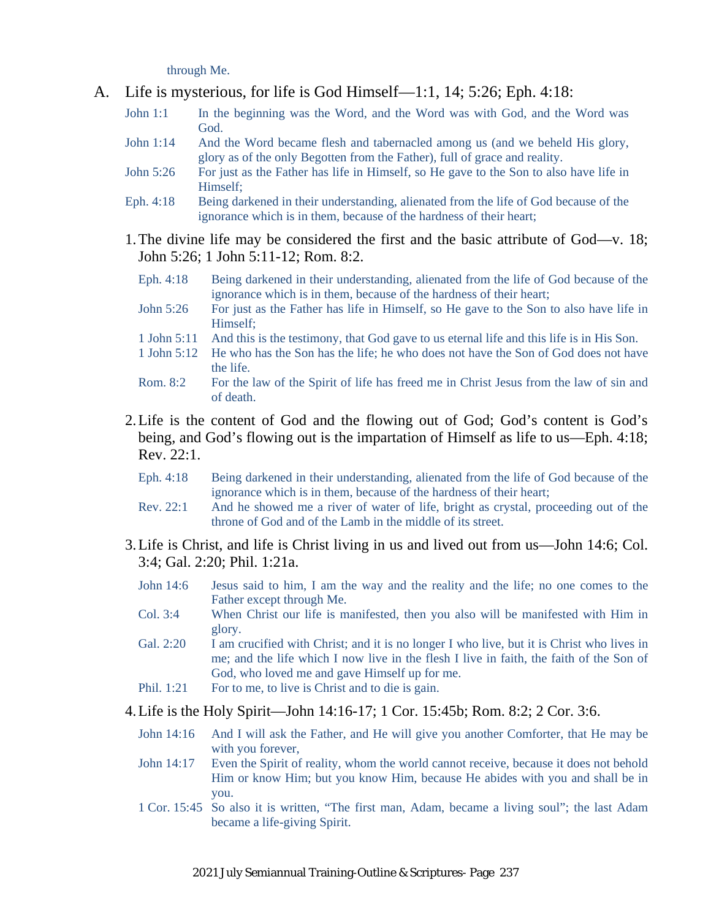through Me.

A. Life is mysterious, for life is God Himself—1:1, 14; 5:26; Eph. 4:18:

John 1:1 In the beginning was the Word, and the Word was with God, and the Word was God.

John 1:14 And the Word became flesh and tabernacled among us (and we beheld His glory, glory as of the only Begotten from the Father), full of grace and reality.

John 5:26 For just as the Father has life in Himself, so He gave to the Son to also have life in Himself;

Eph. 4:18 Being darkened in their understanding, alienated from the life of God because of the ignorance which is in them, because of the hardness of their heart;

1. The divine life may be considered the first and the basic attribute of God—v. 18; John 5:26; 1 John 5:11-12; Rom. 8:2.

   Eph. 4:18 Being darkened in their understanding, alienated from the life of God because of the ignorance which is in them, because of the hardness of their heart;

   John 5:26 For just as the Father has life in Himself, so He gave to the Son to also have life in Himself;

   1 John 5:11 And this is the testimony, that God gave to us eternal life and this life is in His Son.

   1 John 5:12 He who has the Son has the life; he who does not have the Son of God does not have the life.

   Rom. 8:2 For the law of the Spirit of life has freed me in Christ Jesus from the law of sin and of death.

2. Life is the content of God and the flowing out of God; God's content is God's being, and God's flowing out is the impartation of Himself as life to us—Eph. 4:18; Rev. 22:1.

   Eph. 4:18 Being darkened in their understanding, alienated from the life of God because of the ignorance which is in them, because of the hardness of their heart;

   Rev. 22:1 And he showed me a river of water of life, bright as crystal, proceeding out of the throne of God and of the Lamb in the middle of its street.

3. Life is Christ, and life is Christ living in us and lived out from us—John 14:6; Col. 3:4; Gal. 2:20; Phil. 1:21a.

   John 14:6 Jesus said to him, I am the way and the reality and the life; no one comes to the Father except through Me.

   Col. 3:4 When Christ our life is manifested, then you also will be manifested with Him in glory.

   Gal. 2:20 I am crucified with Christ; and it is no longer I who live, but it is Christ who lives in me; and the life which I now live in the flesh I live in faith, the faith of the Son of God, who loved me and gave Himself up for me.

   Phil. 1:21 For to me, to live is Christ and to die is gain.

4. Life is the Holy Spirit—John 14:16-17; 1 Cor. 15:45b; Rom. 8:2; 2 Cor. 3:6.

   John 14:16 And I will ask the Father, and He will give you another Comforter, that He may be with you forever,

   John 14:17 Even the Spirit of reality, whom the world cannot receive, because it does not behold Him or know Him; but you know Him, because He abides with you and shall be in you.

   1 Cor. 15:45 So also it is written, "The first man, Adam, became a living soul"; the last Adam became a life-giving Spirit.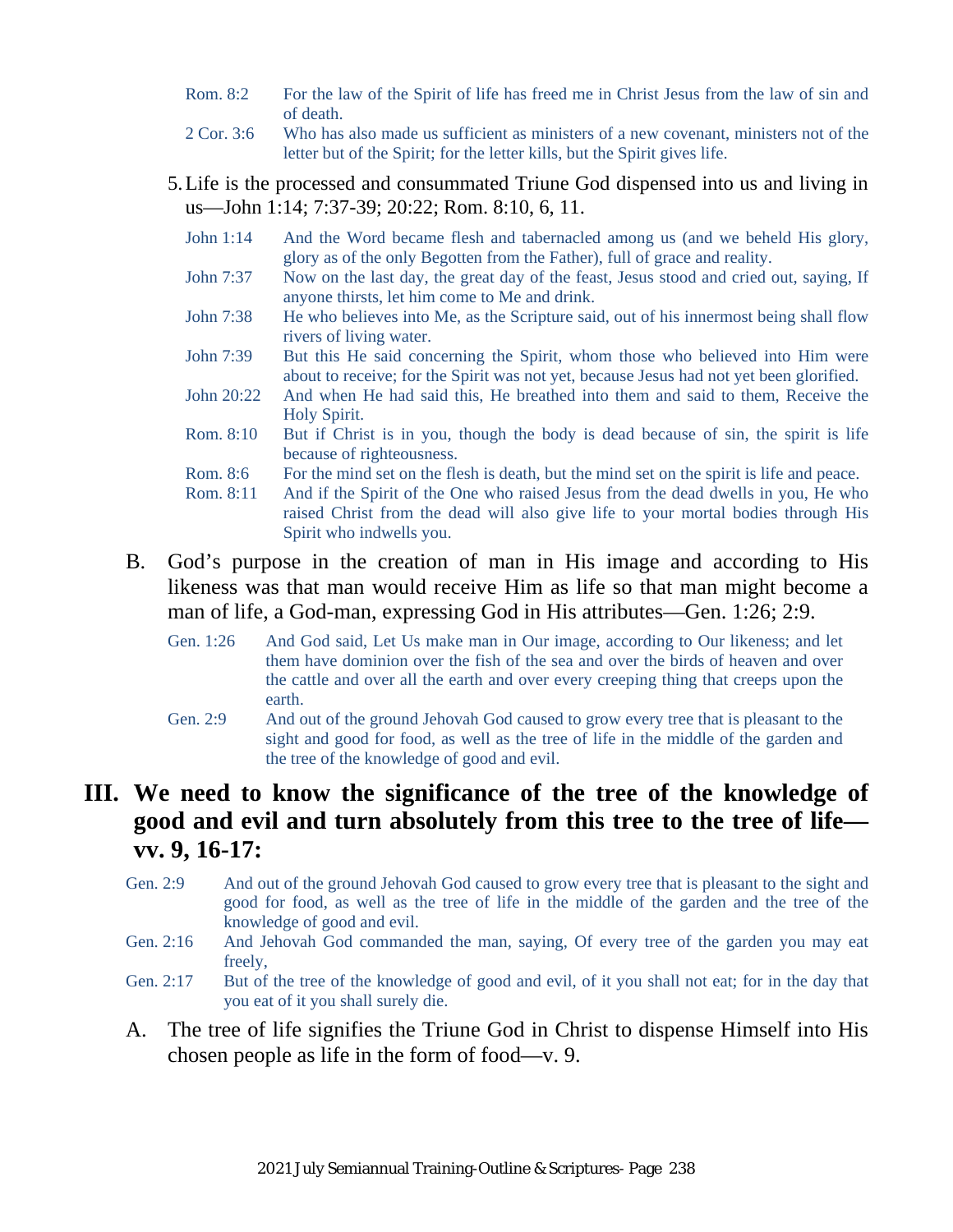Rom. 8:2 For the law of the Spirit of life has freed me in Christ Jesus from the law of sin and of death.

2 Cor. 3:6 Who has also made us sufficient as ministers of a new covenant, ministers not of the letter but of the Spirit; for the letter kills, but the Spirit gives life.

5. Life is the processed and consummated Triune God dispensed into us and living in us—John 1:14; 7:37-39; 20:22; Rom. 8:10, 6, 11.

John 1:14 And the Word became flesh and tabernacled among us (and we beheld His glory, glory as of the only Begotten from the Father), full of grace and reality.

John 7:37 Now on the last day, the great day of the feast, Jesus stood and cried out, saying, If anyone thirsts, let him come to Me and drink.

John 7:38 He who believes into Me, as the Scripture said, out of his innermost being shall flow rivers of living water.

John 7:39 But this He said concerning the Spirit, whom those who believed into Him were about to receive; for the Spirit was not yet, because Jesus had not yet been glorified.

John 20:22 And when He had said this, He breathed into them and said to them, Receive the Holy Spirit.

Rom. 8:10 But if Christ is in you, though the body is dead because of sin, the spirit is life because of righteousness.

Rom. 8:6 For the mind set on the flesh is death, but the mind set on the spirit is life and peace.

Rom. 8:11 And if the Spirit of the One who raised Jesus from the dead dwells in you, He who raised Christ from the dead will also give life to your mortal bodies through His Spirit who indwells you.

B. God's purpose in the creation of man in His image and according to His likeness was that man would receive Him as life so that man might become a man of life, a God-man, expressing God in His attributes—Gen. 1:26; 2:9.

Gen. 1:26 And God said, Let Us make man in Our image, according to Our likeness; and let them have dominion over the fish of the sea and over the birds of heaven and over the cattle and over all the earth and over every creeping thing that creeps upon the earth.

Gen. 2:9 And out of the ground Jehovah God caused to grow every tree that is pleasant to the sight and good for food, as well as the tree of life in the middle of the garden and the tree of the knowledge of good and evil.

## III. We need to know the significance of the tree of the knowledge of good and evil and turn absolutely from this tree to the tree of life—vv. 9, 16-17:

Gen. 2:9 And out of the ground Jehovah God caused to grow every tree that is pleasant to the sight and good for food, as well as the tree of life in the middle of the garden and the tree of the knowledge of good and evil.

Gen. 2:16 And Jehovah God commanded the man, saying, Of every tree of the garden you may eat freely,

Gen. 2:17 But of the tree of the knowledge of good and evil, of it you shall not eat; for in the day that you eat of it you shall surely die.

A. The tree of life signifies the Triune God in Christ to dispense Himself into His chosen people as life in the form of food—v. 9.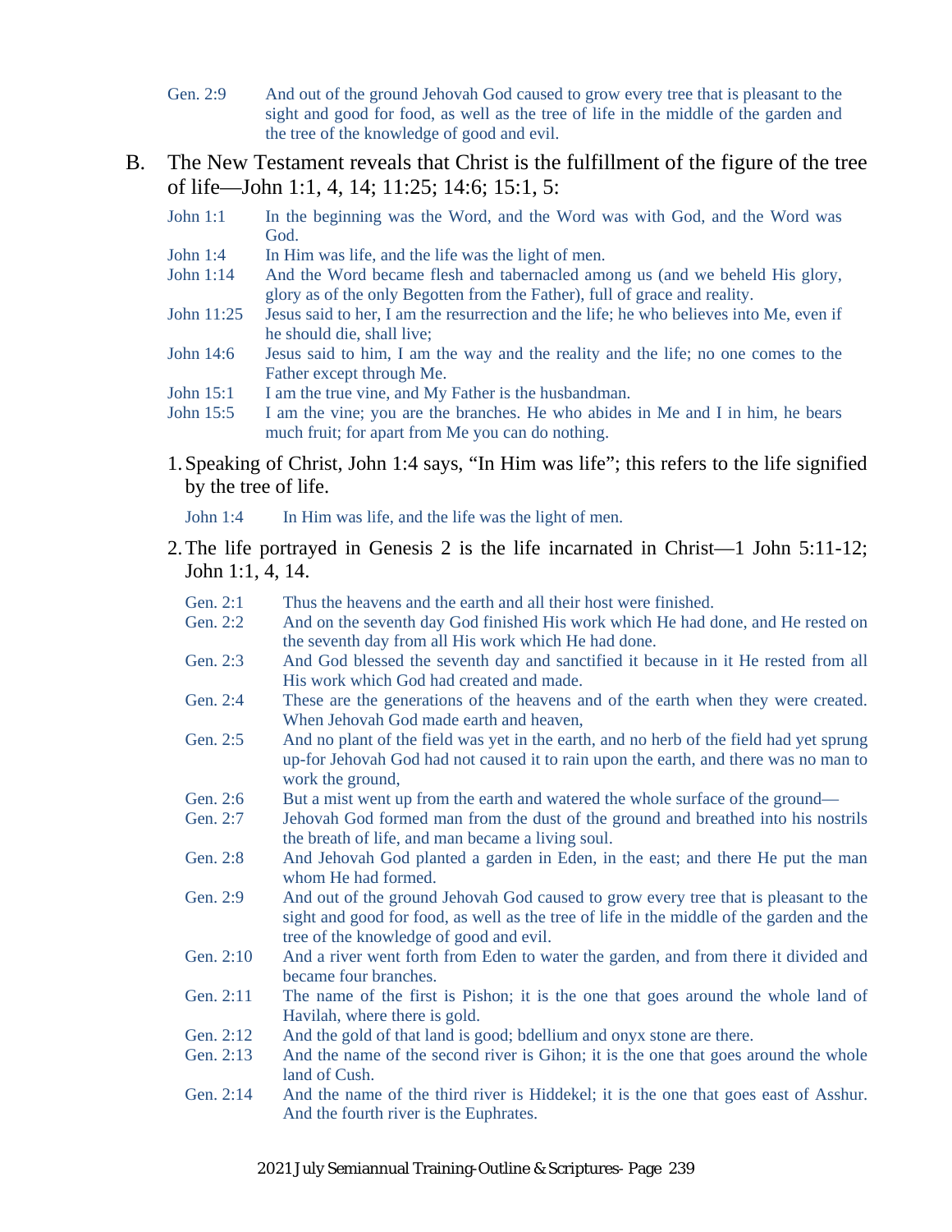Gen. 2:9 And out of the ground Jehovah God caused to grow every tree that is pleasant to the sight and good for food, as well as the tree of life in the middle of the garden and the tree of the knowledge of good and evil.

B. The New Testament reveals that Christ is the fulfillment of the figure of the tree of life—John 1:1, 4, 14; 11:25; 14:6; 15:1, 5:

John 1:1 In the beginning was the Word, and the Word was with God, and the Word was God.

John 1:4 In Him was life, and the life was the light of men.

John 1:14 And the Word became flesh and tabernacled among us (and we beheld His glory, glory as of the only Begotten from the Father), full of grace and reality.

John 11:25 Jesus said to her, I am the resurrection and the life; he who believes into Me, even if he should die, shall live;

John 14:6 Jesus said to him, I am the way and the reality and the life; no one comes to the Father except through Me.

John 15:1 I am the true vine, and My Father is the husbandman.

John 15:5 I am the vine; you are the branches. He who abides in Me and I in him, he bears much fruit; for apart from Me you can do nothing.

1. Speaking of Christ, John 1:4 says, "In Him was life"; this refers to the life signified by the tree of life.

John 1:4 In Him was life, and the life was the light of men.

2. The life portrayed in Genesis 2 is the life incarnated in Christ—1 John 5:11-12; John 1:1, 4, 14.

Gen. 2:1 Thus the heavens and the earth and all their host were finished.

Gen. 2:2 And on the seventh day God finished His work which He had done, and He rested on the seventh day from all His work which He had done.

Gen. 2:3 And God blessed the seventh day and sanctified it because in it He rested from all His work which God had created and made.

Gen. 2:4 These are the generations of the heavens and of the earth when they were created. When Jehovah God made earth and heaven,

Gen. 2:5 And no plant of the field was yet in the earth, and no herb of the field had yet sprung up-for Jehovah God had not caused it to rain upon the earth, and there was no man to work the ground,

Gen. 2:6 But a mist went up from the earth and watered the whole surface of the ground—

Gen. 2:7 Jehovah God formed man from the dust of the ground and breathed into his nostrils the breath of life, and man became a living soul.

Gen. 2:8 And Jehovah God planted a garden in Eden, in the east; and there He put the man whom He had formed.

Gen. 2:9 And out of the ground Jehovah God caused to grow every tree that is pleasant to the sight and good for food, as well as the tree of life in the middle of the garden and the tree of the knowledge of good and evil.

Gen. 2:10 And a river went forth from Eden to water the garden, and from there it divided and became four branches.

Gen. 2:11 The name of the first is Pishon; it is the one that goes around the whole land of Havilah, where there is gold.

Gen. 2:12 And the gold of that land is good; bdellium and onyx stone are there.

Gen. 2:13 And the name of the second river is Gihon; it is the one that goes around the whole land of Cush.

Gen. 2:14 And the name of the third river is Hiddekel; it is the one that goes east of Asshur. And the fourth river is the Euphrates.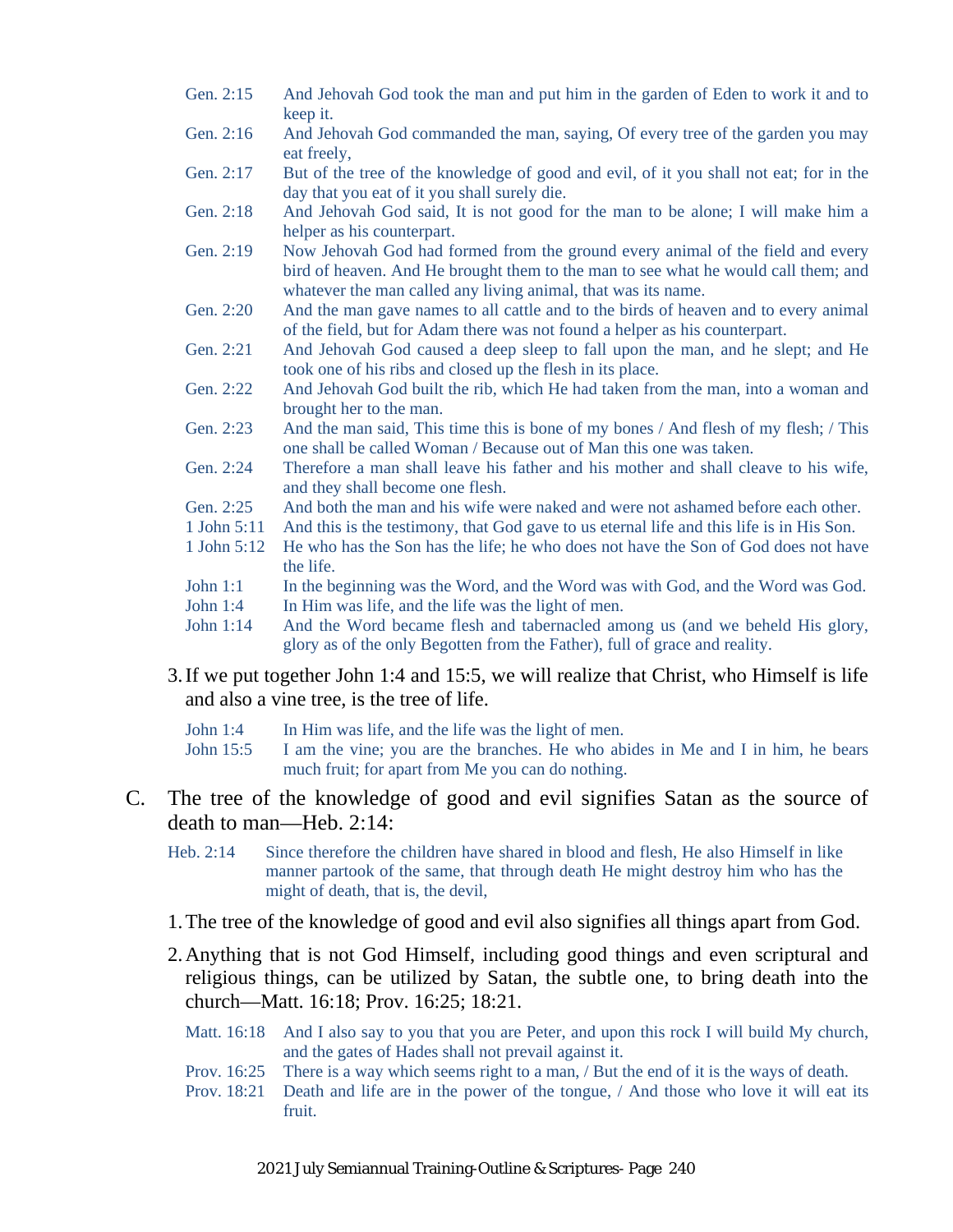| | |
|---|---|
| Gen. 2:15 | And Jehovah God took the man and put him in the garden of Eden to work it and to keep it. |
| Gen. 2:16 | And Jehovah God commanded the man, saying, Of every tree of the garden you may eat freely, |
| Gen. 2:17 | But of the tree of the knowledge of good and evil, of it you shall not eat; for in the day that you eat of it you shall surely die. |
| Gen. 2:18 | And Jehovah God said, It is not good for the man to be alone; I will make him a helper as his counterpart. |
| Gen. 2:19 | Now Jehovah God had formed from the ground every animal of the field and every bird of heaven. And He brought them to the man to see what he would call them; and whatever the man called any living animal, that was its name. |
| Gen. 2:20 | And the man gave names to all cattle and to the birds of heaven and to every animal of the field, but for Adam there was not found a helper as his counterpart. |
| Gen. 2:21 | And Jehovah God caused a deep sleep to fall upon the man, and he slept; and He took one of his ribs and closed up the flesh in its place. |
| Gen. 2:22 | And Jehovah God built the rib, which He had taken from the man, into a woman and brought her to the man. |
| Gen. 2:23 | And the man said, This time this is bone of my bones / And flesh of my flesh; / This one shall be called Woman / Because out of Man this one was taken. |
| Gen. 2:24 | Therefore a man shall leave his father and his mother and shall cleave to his wife, and they shall become one flesh. |
| Gen. 2:25 | And both the man and his wife were naked and were not ashamed before each other. |
| 1 John 5:11 | And this is the testimony, that God gave to us eternal life and this life is in His Son. |
| 1 John 5:12 | He who has the Son has the life; he who does not have the Son of God does not have the life. |
| John 1:1 | In the beginning was the Word, and the Word was with God, and the Word was God. |
| John 1:4 | In Him was life, and the life was the light of men. |
| John 1:14 | And the Word became flesh and tabernacled among us (and we beheld His glory, glory as of the only Begotten from the Father), full of grace and reality. |

3. If we put together John 1:4 and 15:5, we will realize that Christ, who Himself is life and also a vine tree, is the tree of life.

| | |
|---|---|
| John 1:4 | In Him was life, and the life was the light of men. |
| John 15:5 | I am the vine; you are the branches. He who abides in Me and I in him, he bears much fruit; for apart from Me you can do nothing. |

C. The tree of the knowledge of good and evil signifies Satan as the source of death to man—Heb. 2:14:

| | |
|---|---|
| Heb. 2:14 | Since therefore the children have shared in blood and flesh, He also Himself in like manner partook of the same, that through death He might destroy him who has the might of death, that is, the devil, |

1. The tree of the knowledge of good and evil also signifies all things apart from God.

2. Anything that is not God Himself, including good things and even scriptural and religious things, can be utilized by Satan, the subtle one, to bring death into the church—Matt. 16:18; Prov. 16:25; 18:21.

| | |
|---|---|
| Matt. 16:18 | And I also say to you that you are Peter, and upon this rock I will build My church, and the gates of Hades shall not prevail against it. |
| Prov. 16:25 | There is a way which seems right to a man, / But the end of it is the ways of death. |
| Prov. 18:21 | Death and life are in the power of the tongue, / And those who love it will eat its fruit. |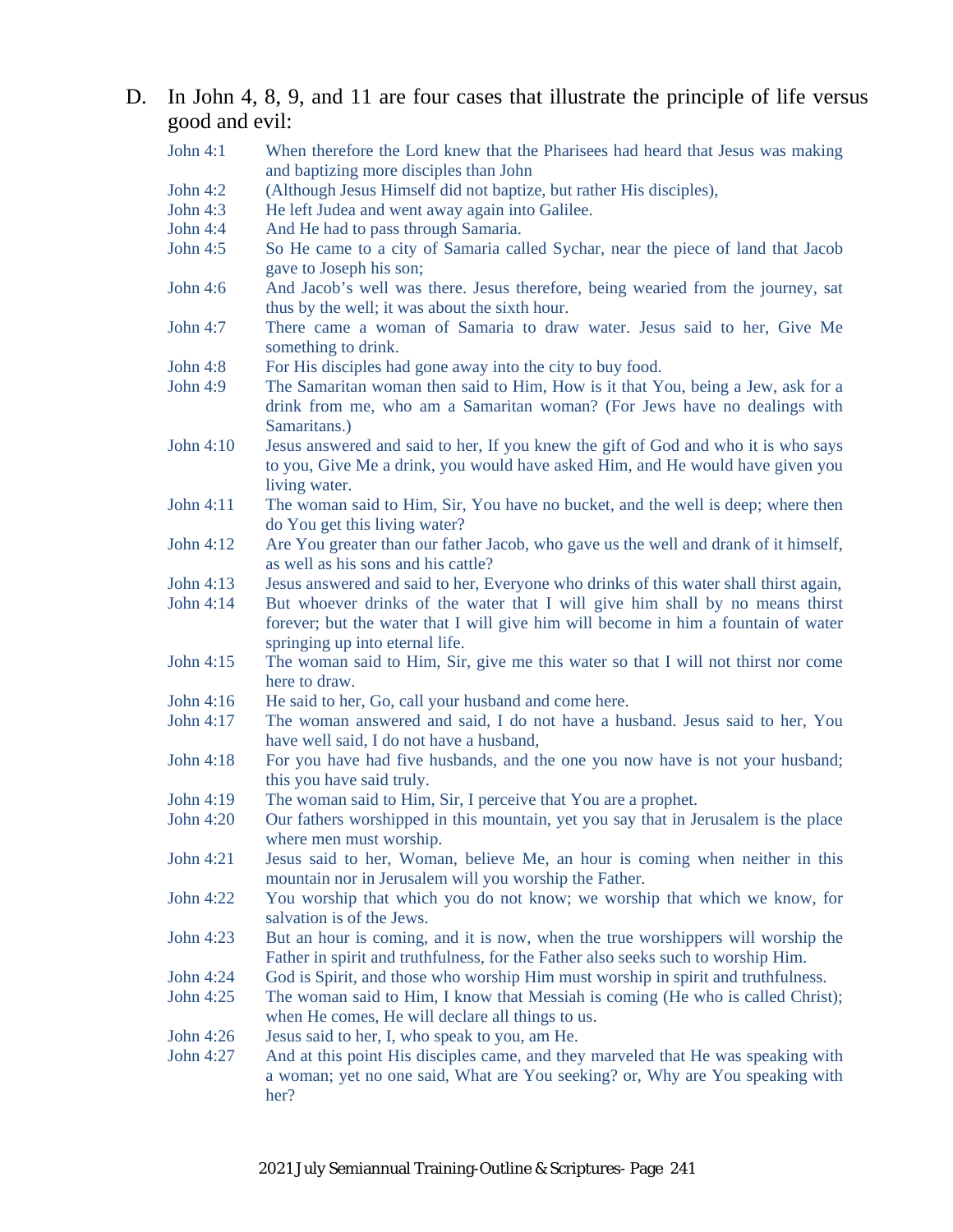D. In John 4, 8, 9, and 11 are four cases that illustrate the principle of life versus good and evil:

John 4:1 When therefore the Lord knew that the Pharisees had heard that Jesus was making and baptizing more disciples than John

John 4:2 (Although Jesus Himself did not baptize, but rather His disciples),

John 4:3 He left Judea and went away again into Galilee.

John 4:4 And He had to pass through Samaria.

John 4:5 So He came to a city of Samaria called Sychar, near the piece of land that Jacob gave to Joseph his son;

John 4:6 And Jacob's well was there. Jesus therefore, being wearied from the journey, sat thus by the well; it was about the sixth hour.

John 4:7 There came a woman of Samaria to draw water. Jesus said to her, Give Me something to drink.

John 4:8 For His disciples had gone away into the city to buy food.

John 4:9 The Samaritan woman then said to Him, How is it that You, being a Jew, ask for a drink from me, who am a Samaritan woman? (For Jews have no dealings with Samaritans.)

John 4:10 Jesus answered and said to her, If you knew the gift of God and who it is who says to you, Give Me a drink, you would have asked Him, and He would have given you living water.

John 4:11 The woman said to Him, Sir, You have no bucket, and the well is deep; where then do You get this living water?

John 4:12 Are You greater than our father Jacob, who gave us the well and drank of it himself, as well as his sons and his cattle?

John 4:13 Jesus answered and said to her, Everyone who drinks of this water shall thirst again,

John 4:14 But whoever drinks of the water that I will give him shall by no means thirst forever; but the water that I will give him will become in him a fountain of water springing up into eternal life.

John 4:15 The woman said to Him, Sir, give me this water so that I will not thirst nor come here to draw.

John 4:16 He said to her, Go, call your husband and come here.

John 4:17 The woman answered and said, I do not have a husband. Jesus said to her, You have well said, I do not have a husband,

John 4:18 For you have had five husbands, and the one you now have is not your husband; this you have said truly.

John 4:19 The woman said to Him, Sir, I perceive that You are a prophet.

John 4:20 Our fathers worshipped in this mountain, yet you say that in Jerusalem is the place where men must worship.

John 4:21 Jesus said to her, Woman, believe Me, an hour is coming when neither in this mountain nor in Jerusalem will you worship the Father.

John 4:22 You worship that which you do not know; we worship that which we know, for salvation is of the Jews.

John 4:23 But an hour is coming, and it is now, when the true worshippers will worship the Father in spirit and truthfulness, for the Father also seeks such to worship Him.

John 4:24 God is Spirit, and those who worship Him must worship in spirit and truthfulness.

John 4:25 The woman said to Him, I know that Messiah is coming (He who is called Christ); when He comes, He will declare all things to us.

John 4:26 Jesus said to her, I, who speak to you, am He.

John 4:27 And at this point His disciples came, and they marveled that He was speaking with a woman; yet no one said, What are You seeking? or, Why are You speaking with her?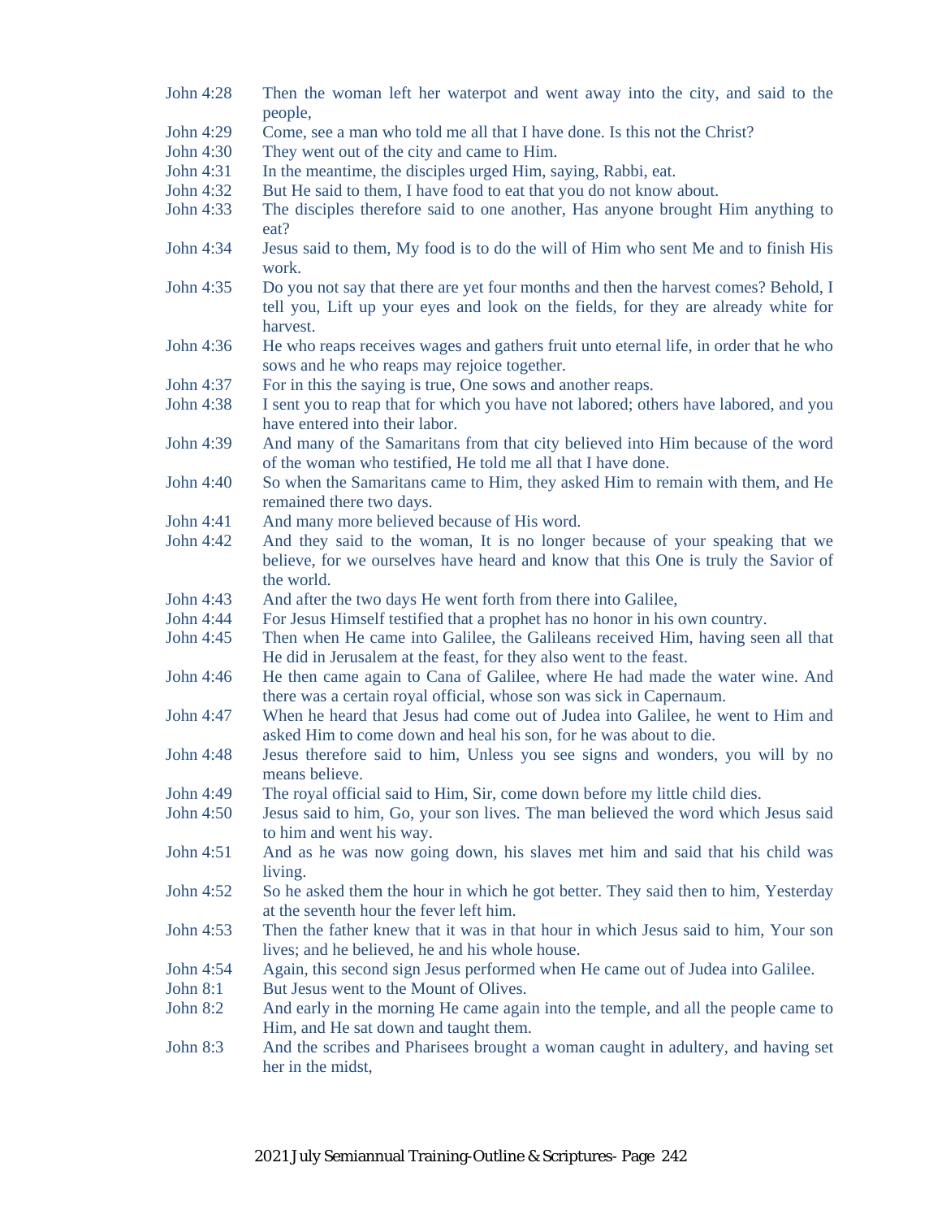John 4:28 Then the woman left her waterpot and went away into the city, and said to the people,

John 4:29 Come, see a man who told me all that I have done. Is this not the Christ?

John 4:30 They went out of the city and came to Him.

John 4:31 In the meantime, the disciples urged Him, saying, Rabbi, eat.

John 4:32 But He said to them, I have food to eat that you do not know about.

John 4:33 The disciples therefore said to one another, Has anyone brought Him anything to eat?

John 4:34 Jesus said to them, My food is to do the will of Him who sent Me and to finish His work.

John 4:35 Do you not say that there are yet four months and then the harvest comes? Behold, I tell you, Lift up your eyes and look on the fields, for they are already white for harvest.

John 4:36 He who reaps receives wages and gathers fruit unto eternal life, in order that he who sows and he who reaps may rejoice together.

John 4:37 For in this the saying is true, One sows and another reaps.

John 4:38 I sent you to reap that for which you have not labored; others have labored, and you have entered into their labor.

John 4:39 And many of the Samaritans from that city believed into Him because of the word of the woman who testified, He told me all that I have done.

John 4:40 So when the Samaritans came to Him, they asked Him to remain with them, and He remained there two days.

John 4:41 And many more believed because of His word.

John 4:42 And they said to the woman, It is no longer because of your speaking that we believe, for we ourselves have heard and know that this One is truly the Savior of the world.

John 4:43 And after the two days He went forth from there into Galilee,

John 4:44 For Jesus Himself testified that a prophet has no honor in his own country.

John 4:45 Then when He came into Galilee, the Galileans received Him, having seen all that He did in Jerusalem at the feast, for they also went to the feast.

John 4:46 He then came again to Cana of Galilee, where He had made the water wine. And there was a certain royal official, whose son was sick in Capernaum.

John 4:47 When he heard that Jesus had come out of Judea into Galilee, he went to Him and asked Him to come down and heal his son, for he was about to die.

John 4:48 Jesus therefore said to him, Unless you see signs and wonders, you will by no means believe.

John 4:49 The royal official said to Him, Sir, come down before my little child dies.

John 4:50 Jesus said to him, Go, your son lives. The man believed the word which Jesus said to him and went his way.

John 4:51 And as he was now going down, his slaves met him and said that his child was living.

John 4:52 So he asked them the hour in which he got better. They said then to him, Yesterday at the seventh hour the fever left him.

John 4:53 Then the father knew that it was in that hour in which Jesus said to him, Your son lives; and he believed, he and his whole house.

John 4:54 Again, this second sign Jesus performed when He came out of Judea into Galilee.

John 8:1 But Jesus went to the Mount of Olives.

John 8:2 And early in the morning He came again into the temple, and all the people came to Him, and He sat down and taught them.

John 8:3 And the scribes and Pharisees brought a woman caught in adultery, and having set her in the midst,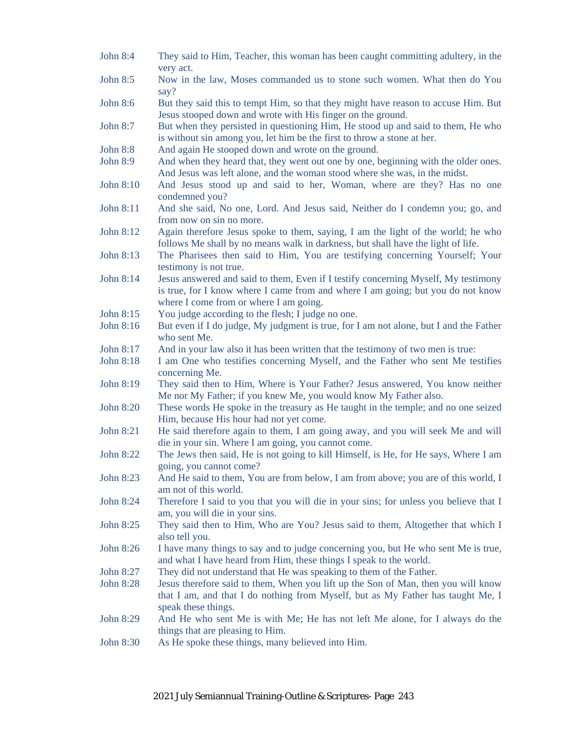| | |
|---|---|
| John 8:4 | They said to Him, Teacher, this woman has been caught committing adultery, in the very act. |
| John 8:5 | Now in the law, Moses commanded us to stone such women. What then do You say? |
| John 8:6 | But they said this to tempt Him, so that they might have reason to accuse Him. But Jesus stooped down and wrote with His finger on the ground. |
| John 8:7 | But when they persisted in questioning Him, He stood up and said to them, He who is without sin among you, let him be the first to throw a stone at her. |
| John 8:8 | And again He stooped down and wrote on the ground. |
| John 8:9 | And when they heard that, they went out one by one, beginning with the older ones. And Jesus was left alone, and the woman stood where she was, in the midst. |
| John 8:10 | And Jesus stood up and said to her, Woman, where are they? Has no one condemned you? |
| John 8:11 | And she said, No one, Lord. And Jesus said, Neither do I condemn you; go, and from now on sin no more. |
| John 8:12 | Again therefore Jesus spoke to them, saying, I am the light of the world; he who follows Me shall by no means walk in darkness, but shall have the light of life. |
| John 8:13 | The Pharisees then said to Him, You are testifying concerning Yourself; Your testimony is not true. |
| John 8:14 | Jesus answered and said to them, Even if I testify concerning Myself, My testimony is true, for I know where I came from and where I am going; but you do not know where I come from or where I am going. |
| John 8:15 | You judge according to the flesh; I judge no one. |
| John 8:16 | But even if I do judge, My judgment is true, for I am not alone, but I and the Father who sent Me. |
| John 8:17 | And in your law also it has been written that the testimony of two men is true: |
| John 8:18 | I am One who testifies concerning Myself, and the Father who sent Me testifies concerning Me. |
| John 8:19 | They said then to Him, Where is Your Father? Jesus answered, You know neither Me nor My Father; if you knew Me, you would know My Father also. |
| John 8:20 | These words He spoke in the treasury as He taught in the temple; and no one seized Him, because His hour had not yet come. |
| John 8:21 | He said therefore again to them, I am going away, and you will seek Me and will die in your sin. Where I am going, you cannot come. |
| John 8:22 | The Jews then said, He is not going to kill Himself, is He, for He says, Where I am going, you cannot come? |
| John 8:23 | And He said to them, You are from below, I am from above; you are of this world, I am not of this world. |
| John 8:24 | Therefore I said to you that you will die in your sins; for unless you believe that I am, you will die in your sins. |
| John 8:25 | They said then to Him, Who are You? Jesus said to them, Altogether that which I also tell you. |
| John 8:26 | I have many things to say and to judge concerning you, but He who sent Me is true, and what I have heard from Him, these things I speak to the world. |
| John 8:27 | They did not understand that He was speaking to them of the Father. |
| John 8:28 | Jesus therefore said to them, When you lift up the Son of Man, then you will know that I am, and that I do nothing from Myself, but as My Father has taught Me, I speak these things. |
| John 8:29 | And He who sent Me is with Me; He has not left Me alone, for I always do the things that are pleasing to Him. |
| John 8:30 | As He spoke these things, many believed into Him. |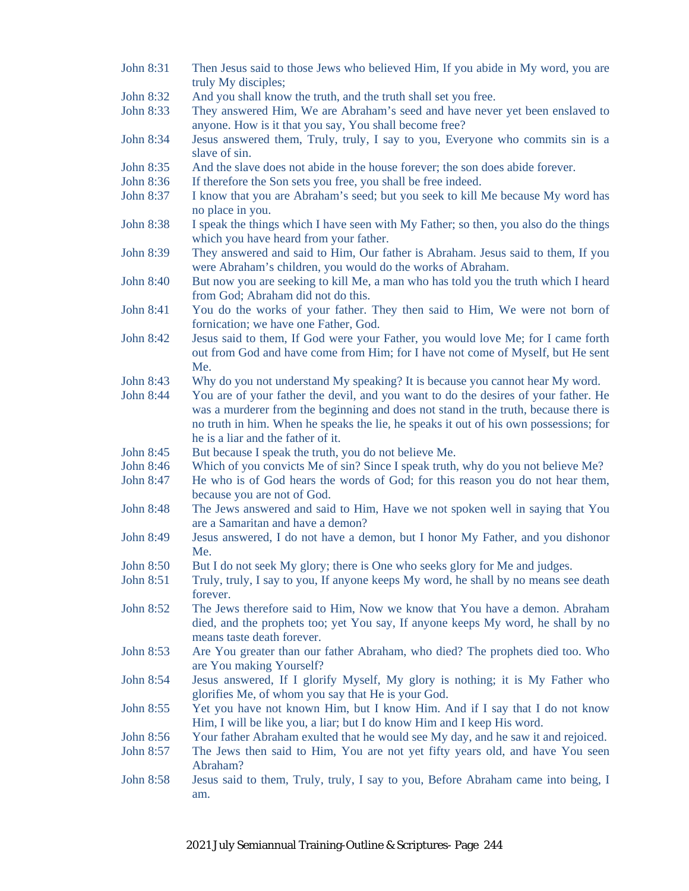| | |
|---|---|
| John 8:31 | Then Jesus said to those Jews who believed Him, If you abide in My word, you are truly My disciples; |
| John 8:32 | And you shall know the truth, and the truth shall set you free. |
| John 8:33 | They answered Him, We are Abraham's seed and have never yet been enslaved to anyone. How is it that you say, You shall become free? |
| John 8:34 | Jesus answered them, Truly, truly, I say to you, Everyone who commits sin is a slave of sin. |
| John 8:35 | And the slave does not abide in the house forever; the son does abide forever. |
| John 8:36 | If therefore the Son sets you free, you shall be free indeed. |
| John 8:37 | I know that you are Abraham's seed; but you seek to kill Me because My word has no place in you. |
| John 8:38 | I speak the things which I have seen with My Father; so then, you also do the things which you have heard from your father. |
| John 8:39 | They answered and said to Him, Our father is Abraham. Jesus said to them, If you were Abraham's children, you would do the works of Abraham. |
| John 8:40 | But now you are seeking to kill Me, a man who has told you the truth which I heard from God; Abraham did not do this. |
| John 8:41 | You do the works of your father. They then said to Him, We were not born of fornication; we have one Father, God. |
| John 8:42 | Jesus said to them, If God were your Father, you would love Me; for I came forth out from God and have come from Him; for I have not come of Myself, but He sent Me. |
| John 8:43 | Why do you not understand My speaking? It is because you cannot hear My word. |
| John 8:44 | You are of your father the devil, and you want to do the desires of your father. He was a murderer from the beginning and does not stand in the truth, because there is no truth in him. When he speaks the lie, he speaks it out of his own possessions; for he is a liar and the father of it. |
| John 8:45 | But because I speak the truth, you do not believe Me. |
| John 8:46 | Which of you convicts Me of sin? Since I speak truth, why do you not believe Me? |
| John 8:47 | He who is of God hears the words of God; for this reason you do not hear them, because you are not of God. |
| John 8:48 | The Jews answered and said to Him, Have we not spoken well in saying that You are a Samaritan and have a demon? |
| John 8:49 | Jesus answered, I do not have a demon, but I honor My Father, and you dishonor Me. |
| John 8:50 | But I do not seek My glory; there is One who seeks glory for Me and judges. |
| John 8:51 | Truly, truly, I say to you, If anyone keeps My word, he shall by no means see death forever. |
| John 8:52 | The Jews therefore said to Him, Now we know that You have a demon. Abraham died, and the prophets too; yet You say, If anyone keeps My word, he shall by no means taste death forever. |
| John 8:53 | Are You greater than our father Abraham, who died? The prophets died too. Who are You making Yourself? |
| John 8:54 | Jesus answered, If I glorify Myself, My glory is nothing; it is My Father who glorifies Me, of whom you say that He is your God. |
| John 8:55 | Yet you have not known Him, but I know Him. And if I say that I do not know Him, I will be like you, a liar; but I do know Him and I keep His word. |
| John 8:56 | Your father Abraham exulted that he would see My day, and he saw it and rejoiced. |
| John 8:57 | The Jews then said to Him, You are not yet fifty years old, and have You seen Abraham? |
| John 8:58 | Jesus said to them, Truly, truly, I say to you, Before Abraham came into being, I am. |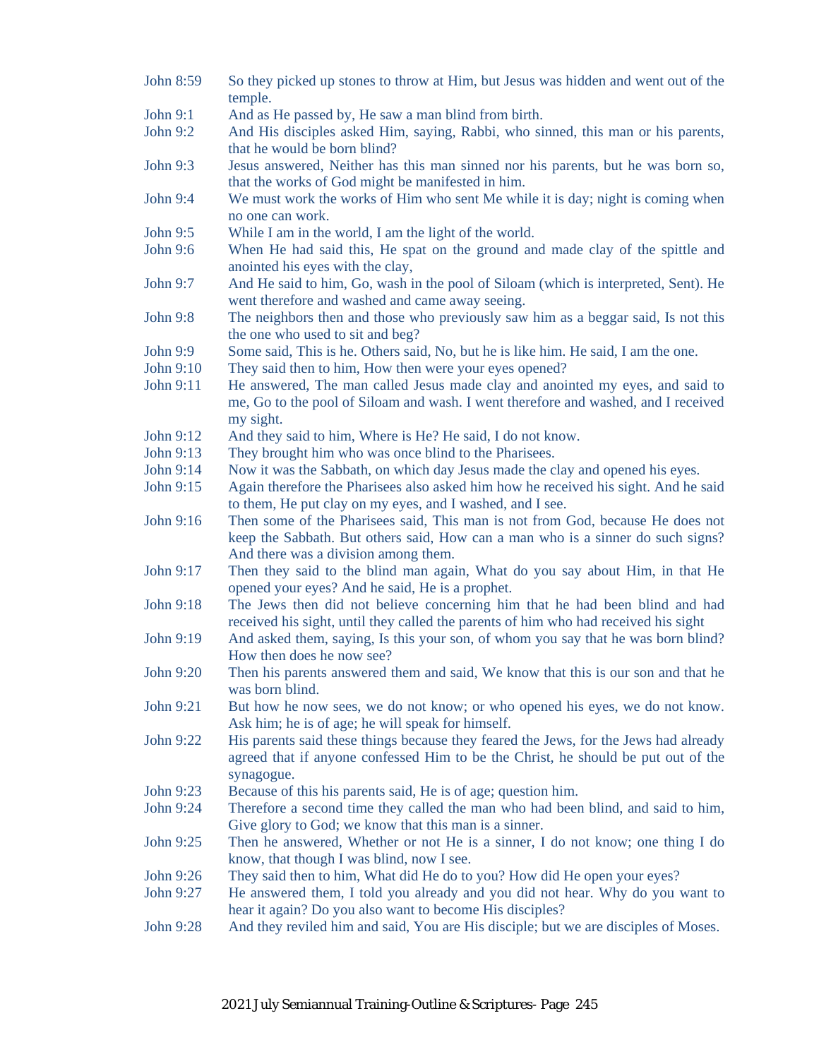| | |
|---|---|
| John 8:59 | So they picked up stones to throw at Him, but Jesus was hidden and went out of the temple. |
| John 9:1 | And as He passed by, He saw a man blind from birth. |
| John 9:2 | And His disciples asked Him, saying, Rabbi, who sinned, this man or his parents, that he would be born blind? |
| John 9:3 | Jesus answered, Neither has this man sinned nor his parents, but he was born so, that the works of God might be manifested in him. |
| John 9:4 | We must work the works of Him who sent Me while it is day; night is coming when no one can work. |
| John 9:5 | While I am in the world, I am the light of the world. |
| John 9:6 | When He had said this, He spat on the ground and made clay of the spittle and anointed his eyes with the clay, |
| John 9:7 | And He said to him, Go, wash in the pool of Siloam (which is interpreted, Sent). He went therefore and washed and came away seeing. |
| John 9:8 | The neighbors then and those who previously saw him as a beggar said, Is not this the one who used to sit and beg? |
| John 9:9 | Some said, This is he. Others said, No, but he is like him. He said, I am the one. |
| John 9:10 | They said then to him, How then were your eyes opened? |
| John 9:11 | He answered, The man called Jesus made clay and anointed my eyes, and said to me, Go to the pool of Siloam and wash. I went therefore and washed, and I received my sight. |
| John 9:12 | And they said to him, Where is He? He said, I do not know. |
| John 9:13 | They brought him who was once blind to the Pharisees. |
| John 9:14 | Now it was the Sabbath, on which day Jesus made the clay and opened his eyes. |
| John 9:15 | Again therefore the Pharisees also asked him how he received his sight. And he said to them, He put clay on my eyes, and I washed, and I see. |
| John 9:16 | Then some of the Pharisees said, This man is not from God, because He does not keep the Sabbath. But others said, How can a man who is a sinner do such signs? And there was a division among them. |
| John 9:17 | Then they said to the blind man again, What do you say about Him, in that He opened your eyes? And he said, He is a prophet. |
| John 9:18 | The Jews then did not believe concerning him that he had been blind and had received his sight, until they called the parents of him who had received his sight |
| John 9:19 | And asked them, saying, Is this your son, of whom you say that he was born blind? How then does he now see? |
| John 9:20 | Then his parents answered them and said, We know that this is our son and that he was born blind. |
| John 9:21 | But how he now sees, we do not know; or who opened his eyes, we do not know. Ask him; he is of age; he will speak for himself. |
| John 9:22 | His parents said these things because they feared the Jews, for the Jews had already agreed that if anyone confessed Him to be the Christ, he should be put out of the synagogue. |
| John 9:23 | Because of this his parents said, He is of age; question him. |
| John 9:24 | Therefore a second time they called the man who had been blind, and said to him, Give glory to God; we know that this man is a sinner. |
| John 9:25 | Then he answered, Whether or not He is a sinner, I do not know; one thing I do know, that though I was blind, now I see. |
| John 9:26 | They said then to him, What did He do to you? How did He open your eyes? |
| John 9:27 | He answered them, I told you already and you did not hear. Why do you want to hear it again? Do you also want to become His disciples? |
| John 9:28 | And they reviled him and said, You are His disciple; but we are disciples of Moses. |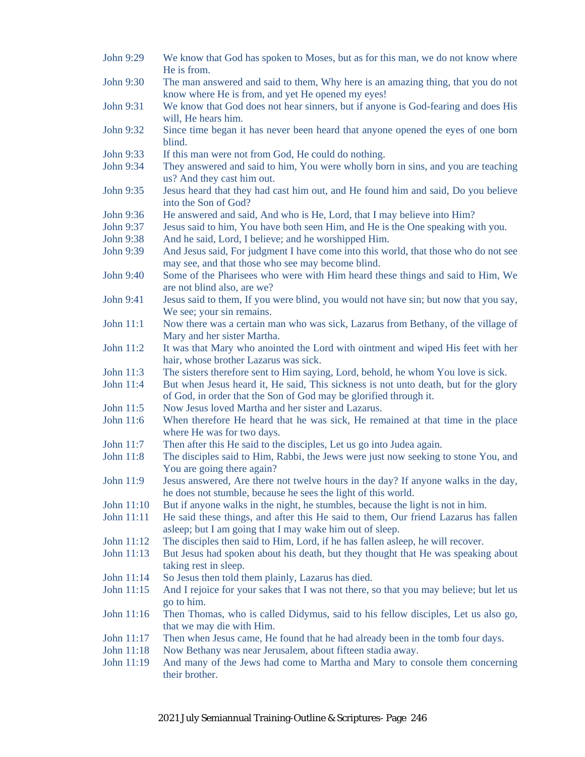John 9:29 We know that God has spoken to Moses, but as for this man, we do not know where He is from.

John 9:30 The man answered and said to them, Why here is an amazing thing, that you do not know where He is from, and yet He opened my eyes!

John 9:31 We know that God does not hear sinners, but if anyone is God-fearing and does His will, He hears him.

John 9:32 Since time began it has never been heard that anyone opened the eyes of one born blind.

John 9:33 If this man were not from God, He could do nothing.

John 9:34 They answered and said to him, You were wholly born in sins, and you are teaching us? And they cast him out.

John 9:35 Jesus heard that they had cast him out, and He found him and said, Do you believe into the Son of God?

John 9:36 He answered and said, And who is He, Lord, that I may believe into Him?

John 9:37 Jesus said to him, You have both seen Him, and He is the One speaking with you.

John 9:38 And he said, Lord, I believe; and he worshipped Him.

John 9:39 And Jesus said, For judgment I have come into this world, that those who do not see may see, and that those who see may become blind.

John 9:40 Some of the Pharisees who were with Him heard these things and said to Him, We are not blind also, are we?

John 9:41 Jesus said to them, If you were blind, you would not have sin; but now that you say, We see; your sin remains.

John 11:1 Now there was a certain man who was sick, Lazarus from Bethany, of the village of Mary and her sister Martha.

John 11:2 It was that Mary who anointed the Lord with ointment and wiped His feet with her hair, whose brother Lazarus was sick.

John 11:3 The sisters therefore sent to Him saying, Lord, behold, he whom You love is sick.

John 11:4 But when Jesus heard it, He said, This sickness is not unto death, but for the glory of God, in order that the Son of God may be glorified through it.

John 11:5 Now Jesus loved Martha and her sister and Lazarus.

John 11:6 When therefore He heard that he was sick, He remained at that time in the place where He was for two days.

John 11:7 Then after this He said to the disciples, Let us go into Judea again.

John 11:8 The disciples said to Him, Rabbi, the Jews were just now seeking to stone You, and You are going there again?

John 11:9 Jesus answered, Are there not twelve hours in the day? If anyone walks in the day, he does not stumble, because he sees the light of this world.

John 11:10 But if anyone walks in the night, he stumbles, because the light is not in him.

John 11:11 He said these things, and after this He said to them, Our friend Lazarus has fallen asleep; but I am going that I may wake him out of sleep.

John 11:12 The disciples then said to Him, Lord, if he has fallen asleep, he will recover.

John 11:13 But Jesus had spoken about his death, but they thought that He was speaking about taking rest in sleep.

John 11:14 So Jesus then told them plainly, Lazarus has died.

John 11:15 And I rejoice for your sakes that I was not there, so that you may believe; but let us go to him.

John 11:16 Then Thomas, who is called Didymus, said to his fellow disciples, Let us also go, that we may die with Him.

John 11:17 Then when Jesus came, He found that he had already been in the tomb four days.

John 11:18 Now Bethany was near Jerusalem, about fifteen stadia away.

John 11:19 And many of the Jews had come to Martha and Mary to console them concerning their brother.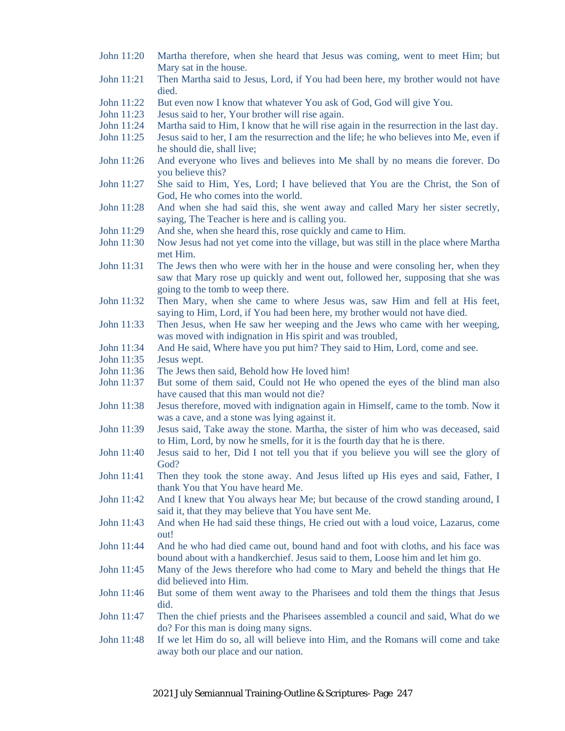John 11:20 Martha therefore, when she heard that Jesus was coming, went to meet Him; but Mary sat in the house.

John 11:21 Then Martha said to Jesus, Lord, if You had been here, my brother would not have died.

John 11:22 But even now I know that whatever You ask of God, God will give You.

John 11:23 Jesus said to her, Your brother will rise again.

John 11:24 Martha said to Him, I know that he will rise again in the resurrection in the last day.

John 11:25 Jesus said to her, I am the resurrection and the life; he who believes into Me, even if he should die, shall live;

John 11:26 And everyone who lives and believes into Me shall by no means die forever. Do you believe this?

John 11:27 She said to Him, Yes, Lord; I have believed that You are the Christ, the Son of God, He who comes into the world.

John 11:28 And when she had said this, she went away and called Mary her sister secretly, saying, The Teacher is here and is calling you.

John 11:29 And she, when she heard this, rose quickly and came to Him.

John 11:30 Now Jesus had not yet come into the village, but was still in the place where Martha met Him.

John 11:31 The Jews then who were with her in the house and were consoling her, when they saw that Mary rose up quickly and went out, followed her, supposing that she was going to the tomb to weep there.

John 11:32 Then Mary, when she came to where Jesus was, saw Him and fell at His feet, saying to Him, Lord, if You had been here, my brother would not have died.

John 11:33 Then Jesus, when He saw her weeping and the Jews who came with her weeping, was moved with indignation in His spirit and was troubled,

John 11:34 And He said, Where have you put him? They said to Him, Lord, come and see.

John 11:35 Jesus wept.

John 11:36 The Jews then said, Behold how He loved him!

John 11:37 But some of them said, Could not He who opened the eyes of the blind man also have caused that this man would not die?

John 11:38 Jesus therefore, moved with indignation again in Himself, came to the tomb. Now it was a cave, and a stone was lying against it.

John 11:39 Jesus said, Take away the stone. Martha, the sister of him who was deceased, said to Him, Lord, by now he smells, for it is the fourth day that he is there.

John 11:40 Jesus said to her, Did I not tell you that if you believe you will see the glory of God?

John 11:41 Then they took the stone away. And Jesus lifted up His eyes and said, Father, I thank You that You have heard Me.

John 11:42 And I knew that You always hear Me; but because of the crowd standing around, I said it, that they may believe that You have sent Me.

John 11:43 And when He had said these things, He cried out with a loud voice, Lazarus, come out!

John 11:44 And he who had died came out, bound hand and foot with cloths, and his face was bound about with a handkerchief. Jesus said to them, Loose him and let him go.

John 11:45 Many of the Jews therefore who had come to Mary and beheld the things that He did believed into Him.

John 11:46 But some of them went away to the Pharisees and told them the things that Jesus did.

John 11:47 Then the chief priests and the Pharisees assembled a council and said, What do we do? For this man is doing many signs.

John 11:48 If we let Him do so, all will believe into Him, and the Romans will come and take away both our place and our nation.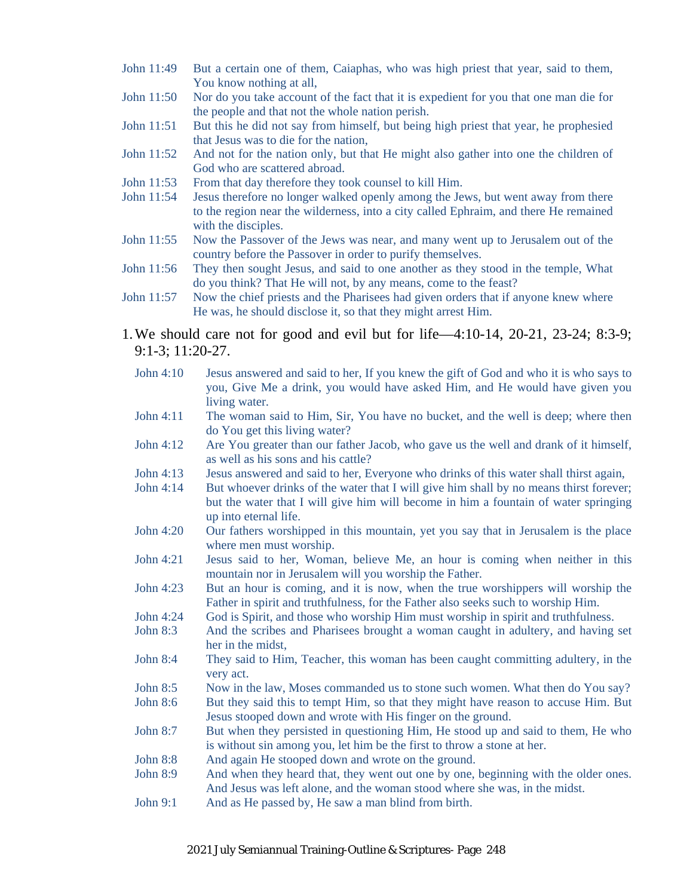John 11:49 But a certain one of them, Caiaphas, who was high priest that year, said to them, You know nothing at all,

John 11:50 Nor do you take account of the fact that it is expedient for you that one man die for the people and that not the whole nation perish.

John 11:51 But this he did not say from himself, but being high priest that year, he prophesied that Jesus was to die for the nation,

John 11:52 And not for the nation only, but that He might also gather into one the children of God who are scattered abroad.

John 11:53 From that day therefore they took counsel to kill Him.

John 11:54 Jesus therefore no longer walked openly among the Jews, but went away from there to the region near the wilderness, into a city called Ephraim, and there He remained with the disciples.

John 11:55 Now the Passover of the Jews was near, and many went up to Jerusalem out of the country before the Passover in order to purify themselves.

John 11:56 They then sought Jesus, and said to one another as they stood in the temple, What do you think? That He will not, by any means, come to the feast?

John 11:57 Now the chief priests and the Pharisees had given orders that if anyone knew where He was, he should disclose it, so that they might arrest Him.

1. We should care not for good and evil but for life—4:10-14, 20-21, 23-24; 8:3-9; 9:1-3; 11:20-27.

John 4:10 Jesus answered and said to her, If you knew the gift of God and who it is who says to you, Give Me a drink, you would have asked Him, and He would have given you living water.

John 4:11 The woman said to Him, Sir, You have no bucket, and the well is deep; where then do You get this living water?

John 4:12 Are You greater than our father Jacob, who gave us the well and drank of it himself, as well as his sons and his cattle?

John 4:13 Jesus answered and said to her, Everyone who drinks of this water shall thirst again,

John 4:14 But whoever drinks of the water that I will give him shall by no means thirst forever; but the water that I will give him will become in him a fountain of water springing up into eternal life.

John 4:20 Our fathers worshipped in this mountain, yet you say that in Jerusalem is the place where men must worship.

John 4:21 Jesus said to her, Woman, believe Me, an hour is coming when neither in this mountain nor in Jerusalem will you worship the Father.

John 4:23 But an hour is coming, and it is now, when the true worshippers will worship the Father in spirit and truthfulness, for the Father also seeks such to worship Him.

John 4:24 God is Spirit, and those who worship Him must worship in spirit and truthfulness.

John 8:3 And the scribes and Pharisees brought a woman caught in adultery, and having set her in the midst,

John 8:4 They said to Him, Teacher, this woman has been caught committing adultery, in the very act.

John 8:5 Now in the law, Moses commanded us to stone such women. What then do You say?

John 8:6 But they said this to tempt Him, so that they might have reason to accuse Him. But Jesus stooped down and wrote with His finger on the ground.

John 8:7 But when they persisted in questioning Him, He stood up and said to them, He who is without sin among you, let him be the first to throw a stone at her.

John 8:8 And again He stooped down and wrote on the ground.

John 8:9 And when they heard that, they went out one by one, beginning with the older ones. And Jesus was left alone, and the woman stood where she was, in the midst.

John 9:1 And as He passed by, He saw a man blind from birth.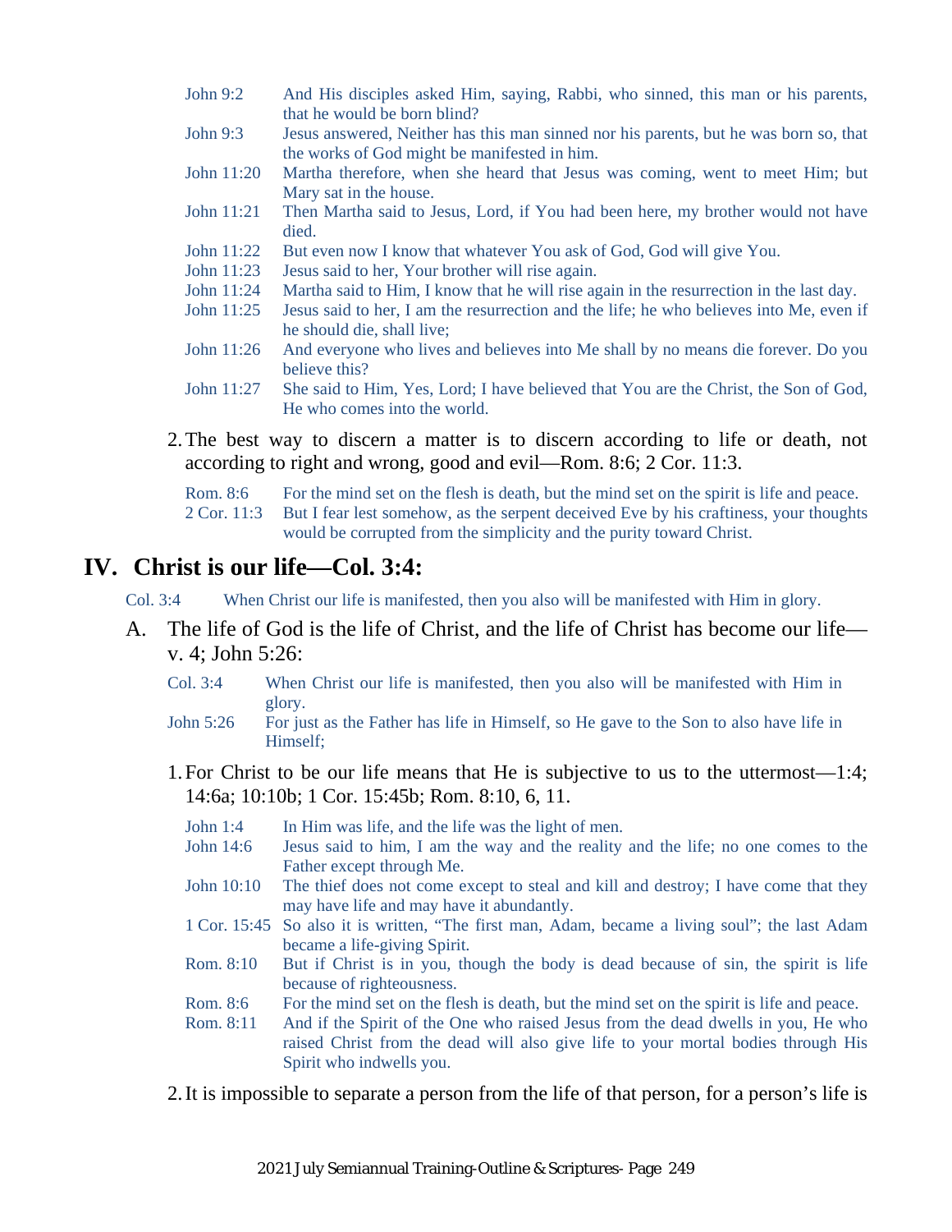John 9:2 And His disciples asked Him, saying, Rabbi, who sinned, this man or his parents, that he would be born blind?
John 9:3 Jesus answered, Neither has this man sinned nor his parents, but he was born so, that the works of God might be manifested in him.
John 11:20 Martha therefore, when she heard that Jesus was coming, went to meet Him; but Mary sat in the house.
John 11:21 Then Martha said to Jesus, Lord, if You had been here, my brother would not have died.
John 11:22 But even now I know that whatever You ask of God, God will give You.
John 11:23 Jesus said to her, Your brother will rise again.
John 11:24 Martha said to Him, I know that he will rise again in the resurrection in the last day.
John 11:25 Jesus said to her, I am the resurrection and the life; he who believes into Me, even if he should die, shall live;
John 11:26 And everyone who lives and believes into Me shall by no means die forever. Do you believe this?
John 11:27 She said to Him, Yes, Lord; I have believed that You are the Christ, the Son of God, He who comes into the world.

2. The best way to discern a matter is to discern according to life or death, not according to right and wrong, good and evil—Rom. 8:6; 2 Cor. 11:3.

Rom. 8:6 For the mind set on the flesh is death, but the mind set on the spirit is life and peace.
2 Cor. 11:3 But I fear lest somehow, as the serpent deceived Eve by his craftiness, your thoughts would be corrupted from the simplicity and the purity toward Christ.

## IV. Christ is our life—Col. 3:4:

Col. 3:4 When Christ our life is manifested, then you also will be manifested with Him in glory.

A. The life of God is the life of Christ, and the life of Christ has become our life—v. 4; John 5:26:

Col. 3:4 When Christ our life is manifested, then you also will be manifested with Him in glory.
John 5:26 For just as the Father has life in Himself, so He gave to the Son to also have life in Himself;

1. For Christ to be our life means that He is subjective to us to the uttermost—1:4; 14:6a; 10:10b; 1 Cor. 15:45b; Rom. 8:10, 6, 11.

John 1:4 In Him was life, and the life was the light of men.
John 14:6 Jesus said to him, I am the way and the reality and the life; no one comes to the Father except through Me.
John 10:10 The thief does not come except to steal and kill and destroy; I have come that they may have life and may have it abundantly.
1 Cor. 15:45 So also it is written, "The first man, Adam, became a living soul"; the last Adam became a life-giving Spirit.
Rom. 8:10 But if Christ is in you, though the body is dead because of sin, the spirit is life because of righteousness.
Rom. 8:6 For the mind set on the flesh is death, but the mind set on the spirit is life and peace.
Rom. 8:11 And if the Spirit of the One who raised Jesus from the dead dwells in you, He who raised Christ from the dead will also give life to your mortal bodies through His Spirit who indwells you.

2. It is impossible to separate a person from the life of that person, for a person's life is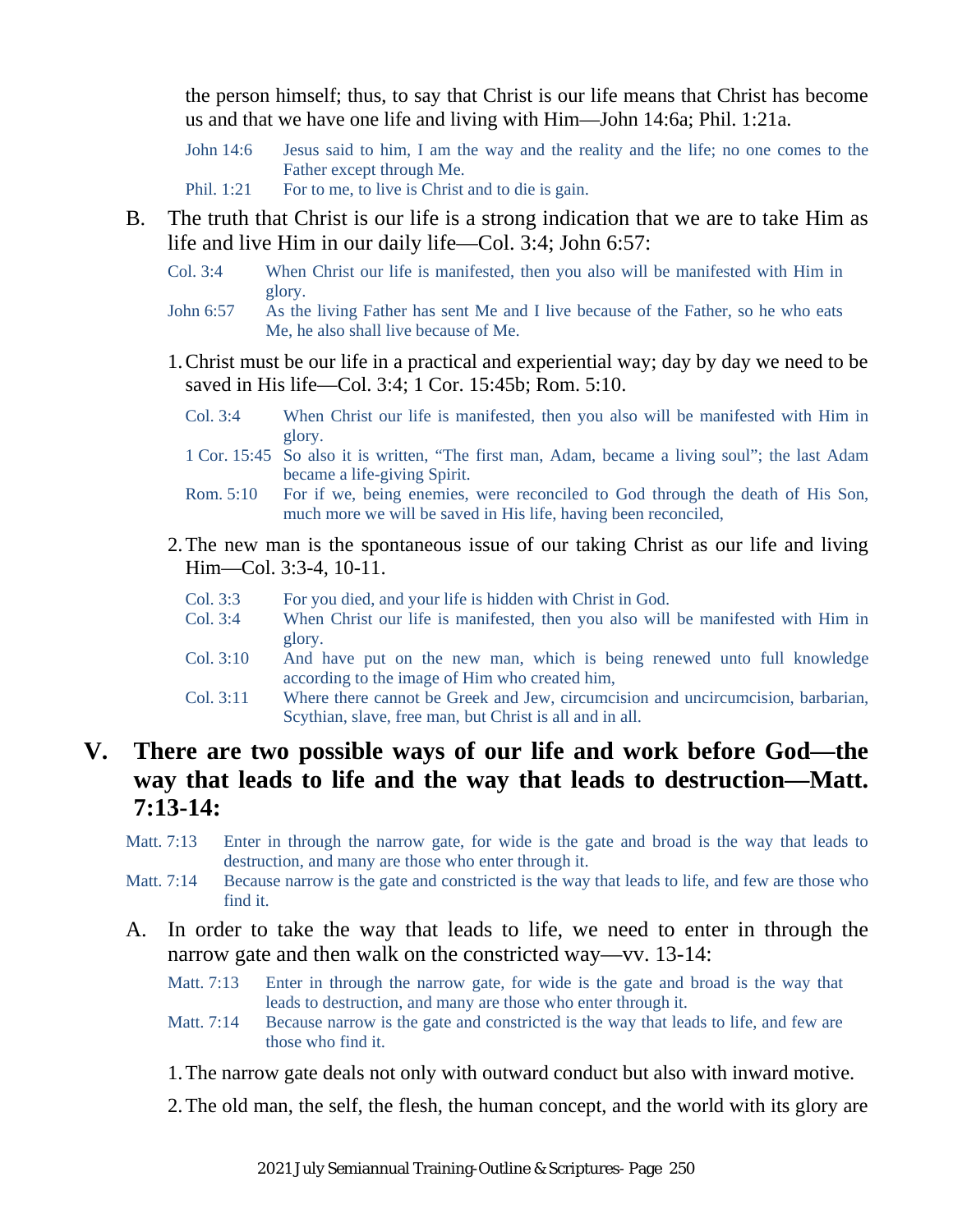the person himself; thus, to say that Christ is our life means that Christ has become us and that we have one life and living with Him—John 14:6a; Phil. 1:21a.

> John 14:6 Jesus said to him, I am the way and the reality and the life; no one comes to the Father except through Me.
>
> Phil. 1:21 For to me, to live is Christ and to die is gain.

B. The truth that Christ is our life is a strong indication that we are to take Him as life and live Him in our daily life—Col. 3:4; John 6:57:

> Col. 3:4 When Christ our life is manifested, then you also will be manifested with Him in glory.
>
> John 6:57 As the living Father has sent Me and I live because of the Father, so he who eats Me, he also shall live because of Me.

1. Christ must be our life in a practical and experiential way; day by day we need to be saved in His life—Col. 3:4; 1 Cor. 15:45b; Rom. 5:10.

> Col. 3:4 When Christ our life is manifested, then you also will be manifested with Him in glory.
>
> 1 Cor. 15:45 So also it is written, "The first man, Adam, became a living soul"; the last Adam became a life-giving Spirit.
>
> Rom. 5:10 For if we, being enemies, were reconciled to God through the death of His Son, much more we will be saved in His life, having been reconciled,

2. The new man is the spontaneous issue of our taking Christ as our life and living Him—Col. 3:3-4, 10-11.

> Col. 3:3 For you died, and your life is hidden with Christ in God.
>
> Col. 3:4 When Christ our life is manifested, then you also will be manifested with Him in glory.
>
> Col. 3:10 And have put on the new man, which is being renewed unto full knowledge according to the image of Him who created him,
>
> Col. 3:11 Where there cannot be Greek and Jew, circumcision and uncircumcision, barbarian, Scythian, slave, free man, but Christ is all and in all.

## V. There are two possible ways of our life and work before God—the way that leads to life and the way that leads to destruction—Matt. 7:13-14:

> Matt. 7:13 Enter in through the narrow gate, for wide is the gate and broad is the way that leads to destruction, and many are those who enter through it.
>
> Matt. 7:14 Because narrow is the gate and constricted is the way that leads to life, and few are those who find it.

A. In order to take the way that leads to life, we need to enter in through the narrow gate and then walk on the constricted way—vv. 13-14:

> Matt. 7:13 Enter in through the narrow gate, for wide is the gate and broad is the way that leads to destruction, and many are those who enter through it.
>
> Matt. 7:14 Because narrow is the gate and constricted is the way that leads to life, and few are those who find it.

1. The narrow gate deals not only with outward conduct but also with inward motive.

2. The old man, the self, the flesh, the human concept, and the world with its glory are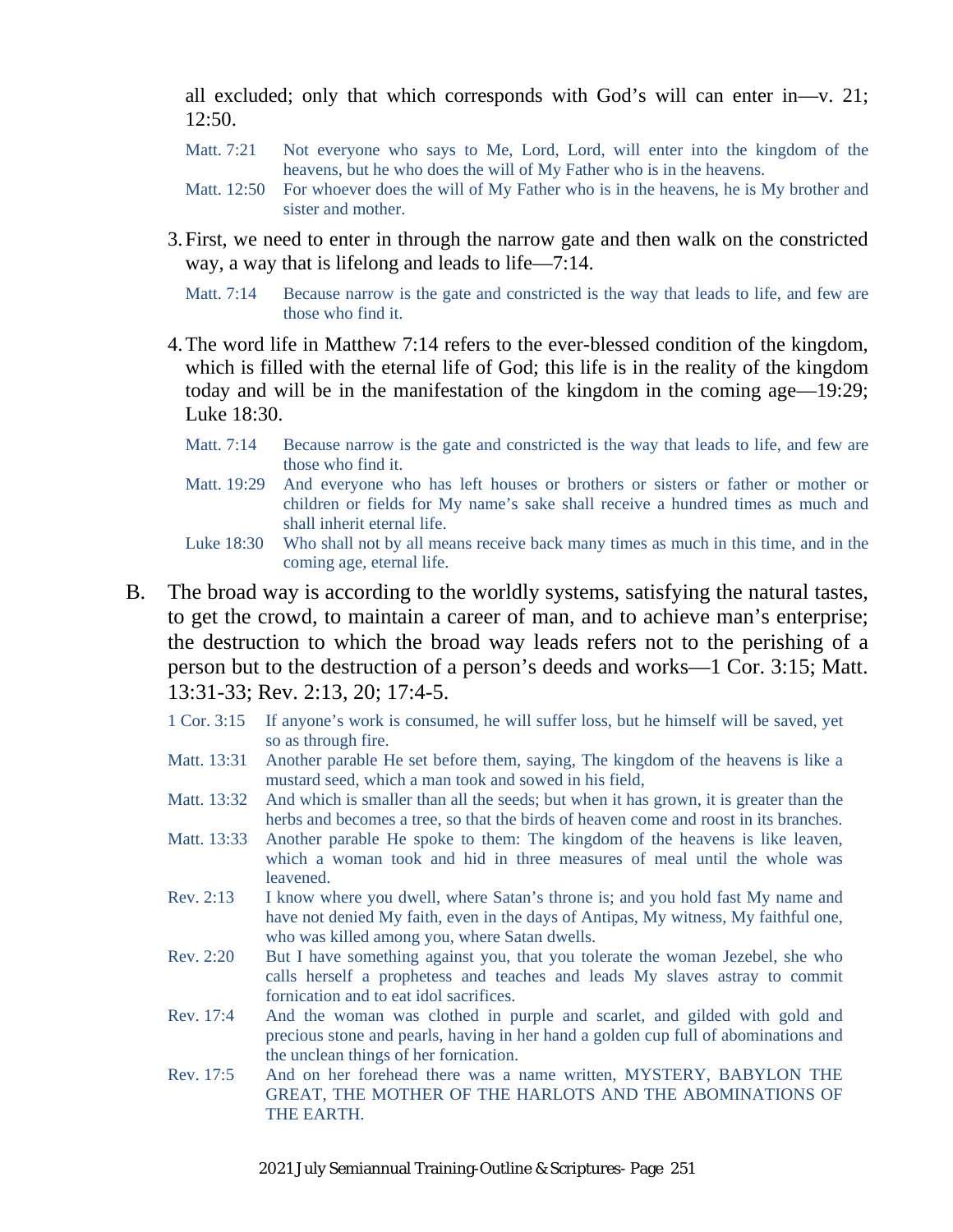all excluded; only that which corresponds with God's will can enter in—v. 21; 12:50.

Matt. 7:21 Not everyone who says to Me, Lord, Lord, will enter into the kingdom of the heavens, but he who does the will of My Father who is in the heavens.

Matt. 12:50 For whoever does the will of My Father who is in the heavens, he is My brother and sister and mother.

3. First, we need to enter in through the narrow gate and then walk on the constricted way, a way that is lifelong and leads to life—7:14.

Matt. 7:14 Because narrow is the gate and constricted is the way that leads to life, and few are those who find it.

4. The word life in Matthew 7:14 refers to the ever-blessed condition of the kingdom, which is filled with the eternal life of God; this life is in the reality of the kingdom today and will be in the manifestation of the kingdom in the coming age—19:29; Luke 18:30.

Matt. 7:14 Because narrow is the gate and constricted is the way that leads to life, and few are those who find it.

Matt. 19:29 And everyone who has left houses or brothers or sisters or father or mother or children or fields for My name's sake shall receive a hundred times as much and shall inherit eternal life.

Luke 18:30 Who shall not by all means receive back many times as much in this time, and in the coming age, eternal life.

B. The broad way is according to the worldly systems, satisfying the natural tastes, to get the crowd, to maintain a career of man, and to achieve man's enterprise; the destruction to which the broad way leads refers not to the perishing of a person but to the destruction of a person's deeds and works—1 Cor. 3:15; Matt. 13:31-33; Rev. 2:13, 20; 17:4-5.

1 Cor. 3:15 If anyone's work is consumed, he will suffer loss, but he himself will be saved, yet so as through fire.

Matt. 13:31 Another parable He set before them, saying, The kingdom of the heavens is like a mustard seed, which a man took and sowed in his field,

Matt. 13:32 And which is smaller than all the seeds; but when it has grown, it is greater than the herbs and becomes a tree, so that the birds of heaven come and roost in its branches.

Matt. 13:33 Another parable He spoke to them: The kingdom of the heavens is like leaven, which a woman took and hid in three measures of meal until the whole was leavened.

Rev. 2:13 I know where you dwell, where Satan's throne is; and you hold fast My name and have not denied My faith, even in the days of Antipas, My witness, My faithful one, who was killed among you, where Satan dwells.

Rev. 2:20 But I have something against you, that you tolerate the woman Jezebel, she who calls herself a prophetess and teaches and leads My slaves astray to commit fornication and to eat idol sacrifices.

Rev. 17:4 And the woman was clothed in purple and scarlet, and gilded with gold and precious stone and pearls, having in her hand a golden cup full of abominations and the unclean things of her fornication.

Rev. 17:5 And on her forehead there was a name written, MYSTERY, BABYLON THE GREAT, THE MOTHER OF THE HARLOTS AND THE ABOMINATIONS OF THE EARTH.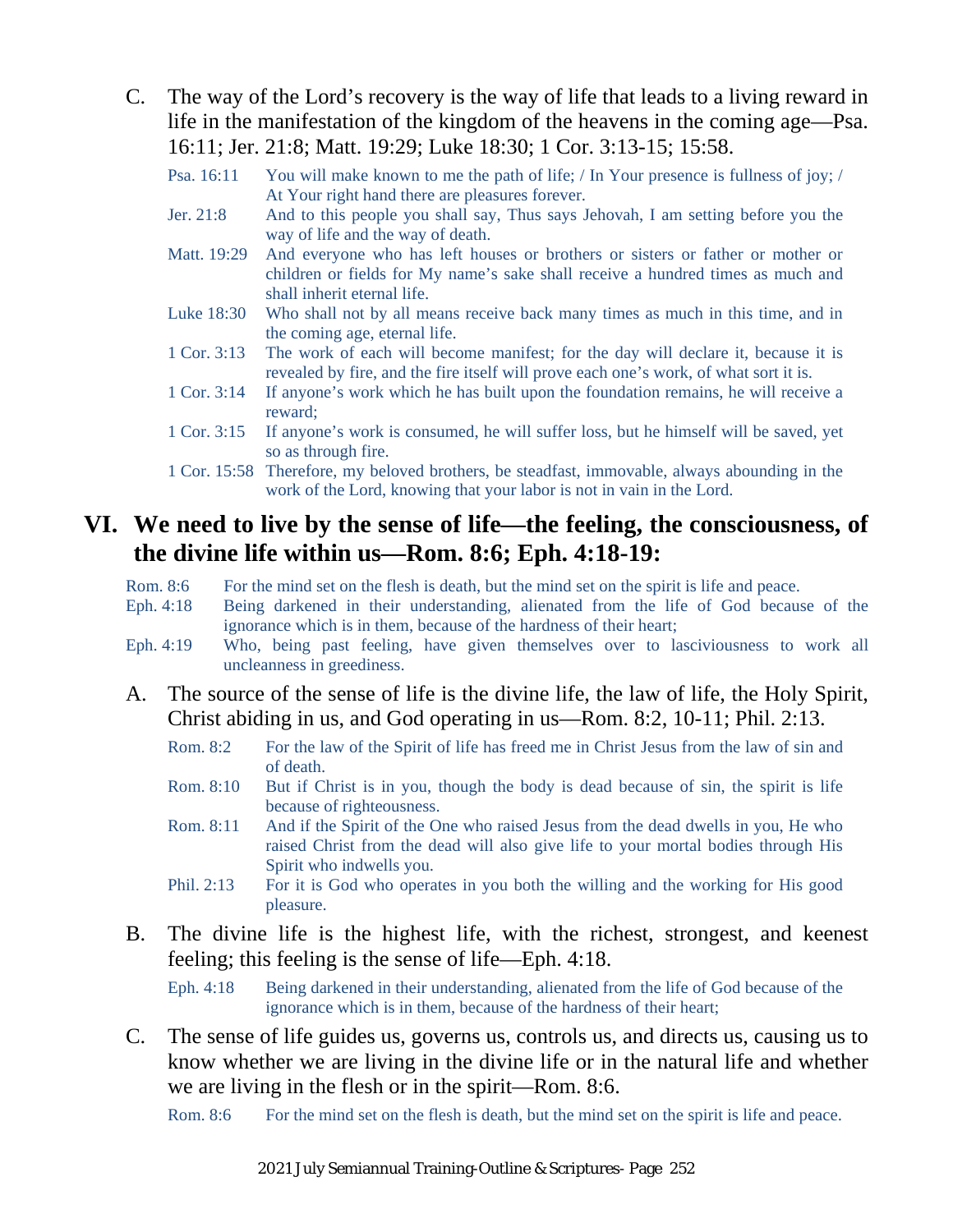C. The way of the Lord's recovery is the way of life that leads to a living reward in life in the manifestation of the kingdom of the heavens in the coming age—Psa. 16:11; Jer. 21:8; Matt. 19:29; Luke 18:30; 1 Cor. 3:13-15; 15:58.

Psa. 16:11 You will make known to me the path of life; / In Your presence is fullness of joy; / At Your right hand there are pleasures forever.

Jer. 21:8 And to this people you shall say, Thus says Jehovah, I am setting before you the way of life and the way of death.

Matt. 19:29 And everyone who has left houses or brothers or sisters or father or mother or children or fields for My name's sake shall receive a hundred times as much and shall inherit eternal life.

Luke 18:30 Who shall not by all means receive back many times as much in this time, and in the coming age, eternal life.

1 Cor. 3:13 The work of each will become manifest; for the day will declare it, because it is revealed by fire, and the fire itself will prove each one's work, of what sort it is.

1 Cor. 3:14 If anyone's work which he has built upon the foundation remains, he will receive a reward;

1 Cor. 3:15 If anyone's work is consumed, he will suffer loss, but he himself will be saved, yet so as through fire.

1 Cor. 15:58 Therefore, my beloved brothers, be steadfast, immovable, always abounding in the work of the Lord, knowing that your labor is not in vain in the Lord.

## VI. We need to live by the sense of life—the feeling, the consciousness, of the divine life within us—Rom. 8:6; Eph. 4:18-19:

Rom. 8:6 For the mind set on the flesh is death, but the mind set on the spirit is life and peace.

Eph. 4:18 Being darkened in their understanding, alienated from the life of God because of the ignorance which is in them, because of the hardness of their heart;

Eph. 4:19 Who, being past feeling, have given themselves over to lasciviousness to work all uncleanness in greediness.

A. The source of the sense of life is the divine life, the law of life, the Holy Spirit, Christ abiding in us, and God operating in us—Rom. 8:2, 10-11; Phil. 2:13.

Rom. 8:2 For the law of the Spirit of life has freed me in Christ Jesus from the law of sin and of death.

Rom. 8:10 But if Christ is in you, though the body is dead because of sin, the spirit is life because of righteousness.

Rom. 8:11 And if the Spirit of the One who raised Jesus from the dead dwells in you, He who raised Christ from the dead will also give life to your mortal bodies through His Spirit who indwells you.

Phil. 2:13 For it is God who operates in you both the willing and the working for His good pleasure.

B. The divine life is the highest life, with the richest, strongest, and keenest feeling; this feeling is the sense of life—Eph. 4:18.

Eph. 4:18 Being darkened in their understanding, alienated from the life of God because of the ignorance which is in them, because of the hardness of their heart;

C. The sense of life guides us, governs us, controls us, and directs us, causing us to know whether we are living in the divine life or in the natural life and whether we are living in the flesh or in the spirit—Rom. 8:6.

Rom. 8:6 For the mind set on the flesh is death, but the mind set on the spirit is life and peace.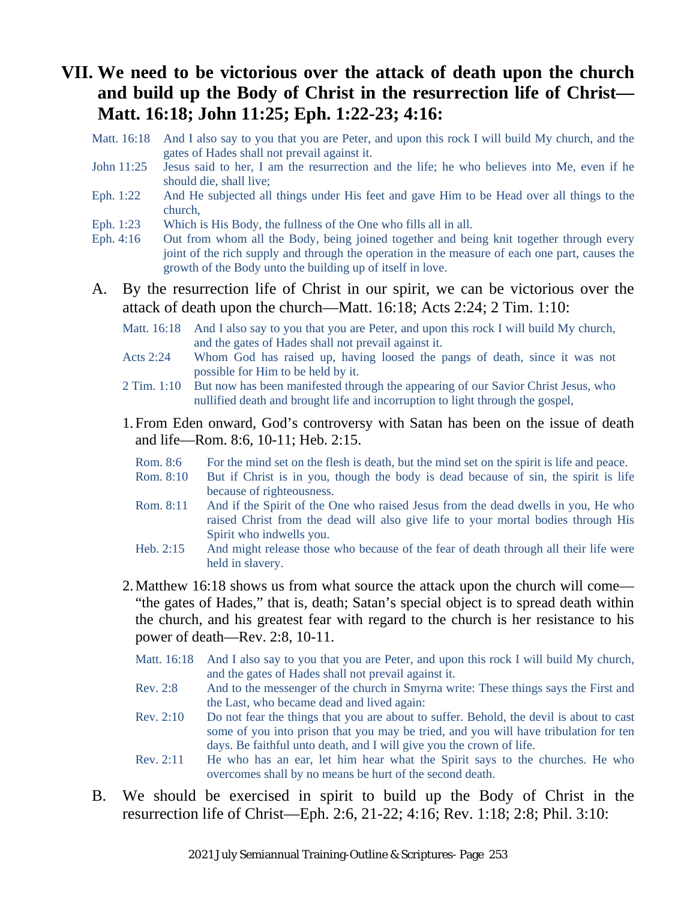## VII. We need to be victorious over the attack of death upon the church and build up the Body of Christ in the resurrection life of Christ—Matt. 16:18; John 11:25; Eph. 1:22-23; 4:16:

Matt. 16:18 And I also say to you that you are Peter, and upon this rock I will build My church, and the gates of Hades shall not prevail against it.

John 11:25 Jesus said to her, I am the resurrection and the life; he who believes into Me, even if he should die, shall live;

Eph. 1:22 And He subjected all things under His feet and gave Him to be Head over all things to the church,

Eph. 1:23 Which is His Body, the fullness of the One who fills all in all.

Eph. 4:16 Out from whom all the Body, being joined together and being knit together through every joint of the rich supply and through the operation in the measure of each one part, causes the growth of the Body unto the building up of itself in love.

A. By the resurrection life of Christ in our spirit, we can be victorious over the attack of death upon the church—Matt. 16:18; Acts 2:24; 2 Tim. 1:10:

Matt. 16:18 And I also say to you that you are Peter, and upon this rock I will build My church, and the gates of Hades shall not prevail against it.

Acts 2:24 Whom God has raised up, having loosed the pangs of death, since it was not possible for Him to be held by it.

2 Tim. 1:10 But now has been manifested through the appearing of our Savior Christ Jesus, who nullified death and brought life and incorruption to light through the gospel,

1. From Eden onward, God's controversy with Satan has been on the issue of death and life—Rom. 8:6, 10-11; Heb. 2:15.

Rom. 8:6 For the mind set on the flesh is death, but the mind set on the spirit is life and peace.

Rom. 8:10 But if Christ is in you, though the body is dead because of sin, the spirit is life because of righteousness.

Rom. 8:11 And if the Spirit of the One who raised Jesus from the dead dwells in you, He who raised Christ from the dead will also give life to your mortal bodies through His Spirit who indwells you.

Heb. 2:15 And might release those who because of the fear of death through all their life were held in slavery.

2. Matthew 16:18 shows us from what source the attack upon the church will come—"the gates of Hades," that is, death; Satan's special object is to spread death within the church, and his greatest fear with regard to the church is her resistance to his power of death—Rev. 2:8, 10-11.

Matt. 16:18 And I also say to you that you are Peter, and upon this rock I will build My church, and the gates of Hades shall not prevail against it.

Rev. 2:8 And to the messenger of the church in Smyrna write: These things says the First and the Last, who became dead and lived again:

Rev. 2:10 Do not fear the things that you are about to suffer. Behold, the devil is about to cast some of you into prison that you may be tried, and you will have tribulation for ten days. Be faithful unto death, and I will give you the crown of life.

Rev. 2:11 He who has an ear, let him hear what the Spirit says to the churches. He who overcomes shall by no means be hurt of the second death.

B. We should be exercised in spirit to build up the Body of Christ in the resurrection life of Christ—Eph. 2:6, 21-22; 4:16; Rev. 1:18; 2:8; Phil. 3:10: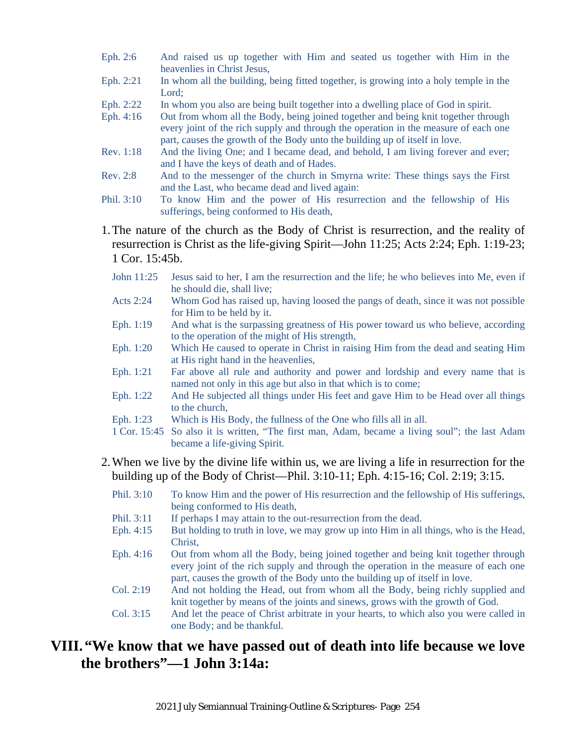Eph. 2:6 And raised us up together with Him and seated us together with Him in the heavenlies in Christ Jesus,

Eph. 2:21 In whom all the building, being fitted together, is growing into a holy temple in the Lord;

Eph. 2:22 In whom you also are being built together into a dwelling place of God in spirit.

Eph. 4:16 Out from whom all the Body, being joined together and being knit together through every joint of the rich supply and through the operation in the measure of each one part, causes the growth of the Body unto the building up of itself in love.

Rev. 1:18 And the living One; and I became dead, and behold, I am living forever and ever; and I have the keys of death and of Hades.

Rev. 2:8 And to the messenger of the church in Smyrna write: These things says the First and the Last, who became dead and lived again:

Phil. 3:10 To know Him and the power of His resurrection and the fellowship of His sufferings, being conformed to His death,

1. The nature of the church as the Body of Christ is resurrection, and the reality of resurrection is Christ as the life-giving Spirit—John 11:25; Acts 2:24; Eph. 1:19-23; 1 Cor. 15:45b.

John 11:25 Jesus said to her, I am the resurrection and the life; he who believes into Me, even if he should die, shall live;

Acts 2:24 Whom God has raised up, having loosed the pangs of death, since it was not possible for Him to be held by it.

Eph. 1:19 And what is the surpassing greatness of His power toward us who believe, according to the operation of the might of His strength,

Eph. 1:20 Which He caused to operate in Christ in raising Him from the dead and seating Him at His right hand in the heavenlies,

Eph. 1:21 Far above all rule and authority and power and lordship and every name that is named not only in this age but also in that which is to come;

Eph. 1:22 And He subjected all things under His feet and gave Him to be Head over all things to the church,

Eph. 1:23 Which is His Body, the fullness of the One who fills all in all.

1 Cor. 15:45 So also it is written, "The first man, Adam, became a living soul"; the last Adam became a life-giving Spirit.

2. When we live by the divine life within us, we are living a life in resurrection for the building up of the Body of Christ—Phil. 3:10-11; Eph. 4:15-16; Col. 2:19; 3:15.

Phil. 3:10 To know Him and the power of His resurrection and the fellowship of His sufferings, being conformed to His death,

Phil. 3:11 If perhaps I may attain to the out-resurrection from the dead.

Eph. 4:15 But holding to truth in love, we may grow up into Him in all things, who is the Head, Christ,

Eph. 4:16 Out from whom all the Body, being joined together and being knit together through every joint of the rich supply and through the operation in the measure of each one part, causes the growth of the Body unto the building up of itself in love.

Col. 2:19 And not holding the Head, out from whom all the Body, being richly supplied and knit together by means of the joints and sinews, grows with the growth of God.

Col. 3:15 And let the peace of Christ arbitrate in your hearts, to which also you were called in one Body; and be thankful.

## VIII. "We know that we have passed out of death into life because we love the brothers"—1 John 3:14a: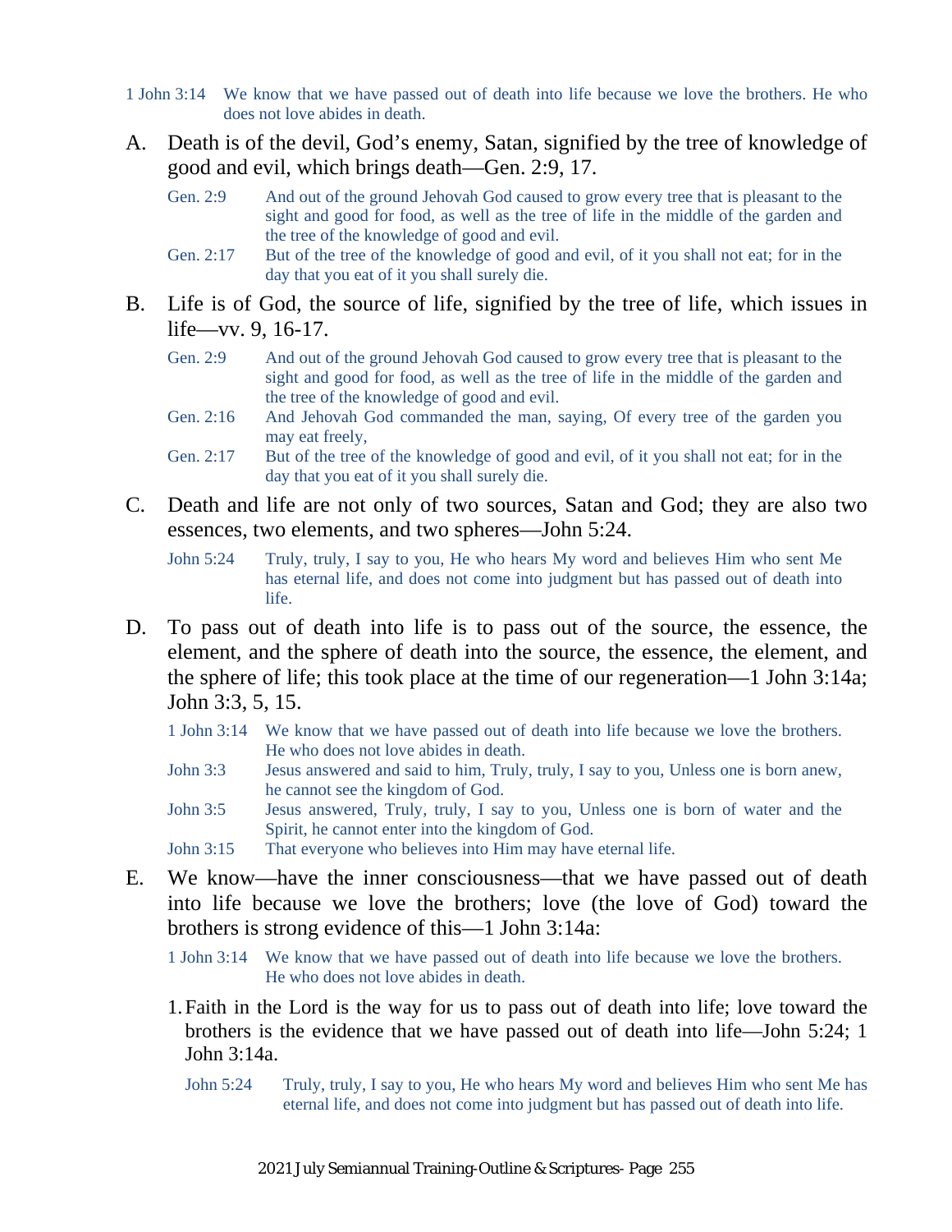1 John 3:14 We know that we have passed out of death into life because we love the brothers. He who does not love abides in death.

A. Death is of the devil, God's enemy, Satan, signified by the tree of knowledge of good and evil, which brings death—Gen. 2:9, 17.

   Gen. 2:9 And out of the ground Jehovah God caused to grow every tree that is pleasant to the sight and good for food, as well as the tree of life in the middle of the garden and the tree of the knowledge of good and evil.

   Gen. 2:17 But of the tree of the knowledge of good and evil, of it you shall not eat; for in the day that you eat of it you shall surely die.

B. Life is of God, the source of life, signified by the tree of life, which issues in life—vv. 9, 16-17.

   Gen. 2:9 And out of the ground Jehovah God caused to grow every tree that is pleasant to the sight and good for food, as well as the tree of life in the middle of the garden and the tree of the knowledge of good and evil.

   Gen. 2:16 And Jehovah God commanded the man, saying, Of every tree of the garden you may eat freely,

   Gen. 2:17 But of the tree of the knowledge of good and evil, of it you shall not eat; for in the day that you eat of it you shall surely die.

C. Death and life are not only of two sources, Satan and God; they are also two essences, two elements, and two spheres—John 5:24.

   John 5:24 Truly, truly, I say to you, He who hears My word and believes Him who sent Me has eternal life, and does not come into judgment but has passed out of death into life.

D. To pass out of death into life is to pass out of the source, the essence, the element, and the sphere of death into the source, the essence, the element, and the sphere of life; this took place at the time of our regeneration—1 John 3:14a; John 3:3, 5, 15.

   1 John 3:14 We know that we have passed out of death into life because we love the brothers. He who does not love abides in death.

   John 3:3 Jesus answered and said to him, Truly, truly, I say to you, Unless one is born anew, he cannot see the kingdom of God.

   John 3:5 Jesus answered, Truly, truly, I say to you, Unless one is born of water and the Spirit, he cannot enter into the kingdom of God.

   John 3:15 That everyone who believes into Him may have eternal life.

E. We know—have the inner consciousness—that we have passed out of death into life because we love the brothers; love (the love of God) toward the brothers is strong evidence of this—1 John 3:14a:

   1 John 3:14 We know that we have passed out of death into life because we love the brothers. He who does not love abides in death.

   1. Faith in the Lord is the way for us to pass out of death into life; love toward the brothers is the evidence that we have passed out of death into life—John 5:24; 1 John 3:14a.

      John 5:24 Truly, truly, I say to you, He who hears My word and believes Him who sent Me has eternal life, and does not come into judgment but has passed out of death into life.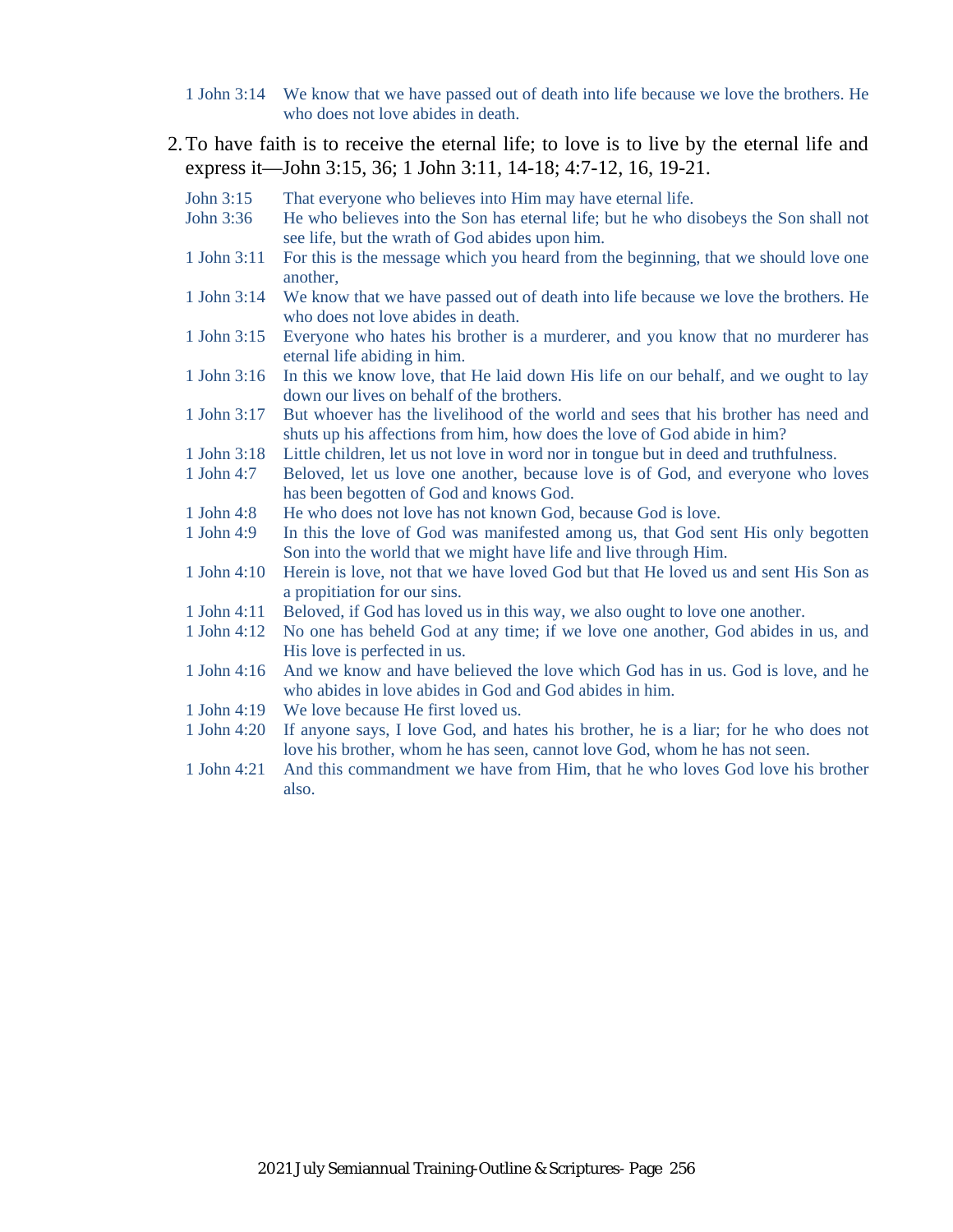1 John 3:14 We know that we have passed out of death into life because we love the brothers. He who does not love abides in death.

2. To have faith is to receive the eternal life; to love is to live by the eternal life and express it—John 3:15, 36; 1 John 3:11, 14-18; 4:7-12, 16, 19-21.

John 3:15 That everyone who believes into Him may have eternal life.

John 3:36 He who believes into the Son has eternal life; but he who disobeys the Son shall not see life, but the wrath of God abides upon him.

1 John 3:11 For this is the message which you heard from the beginning, that we should love one another,

1 John 3:14 We know that we have passed out of death into life because we love the brothers. He who does not love abides in death.

1 John 3:15 Everyone who hates his brother is a murderer, and you know that no murderer has eternal life abiding in him.

1 John 3:16 In this we know love, that He laid down His life on our behalf, and we ought to lay down our lives on behalf of the brothers.

1 John 3:17 But whoever has the livelihood of the world and sees that his brother has need and shuts up his affections from him, how does the love of God abide in him?

1 John 3:18 Little children, let us not love in word nor in tongue but in deed and truthfulness.

1 John 4:7 Beloved, let us love one another, because love is of God, and everyone who loves has been begotten of God and knows God.

1 John 4:8 He who does not love has not known God, because God is love.

1 John 4:9 In this the love of God was manifested among us, that God sent His only begotten Son into the world that we might have life and live through Him.

1 John 4:10 Herein is love, not that we have loved God but that He loved us and sent His Son as a propitiation for our sins.

1 John 4:11 Beloved, if God has loved us in this way, we also ought to love one another.

1 John 4:12 No one has beheld God at any time; if we love one another, God abides in us, and His love is perfected in us.

1 John 4:16 And we know and have believed the love which God has in us. God is love, and he who abides in love abides in God and God abides in him.

1 John 4:19 We love because He first loved us.

1 John 4:20 If anyone says, I love God, and hates his brother, he is a liar; for he who does not love his brother, whom he has seen, cannot love God, whom he has not seen.

1 John 4:21 And this commandment we have from Him, that he who loves God love his brother also.